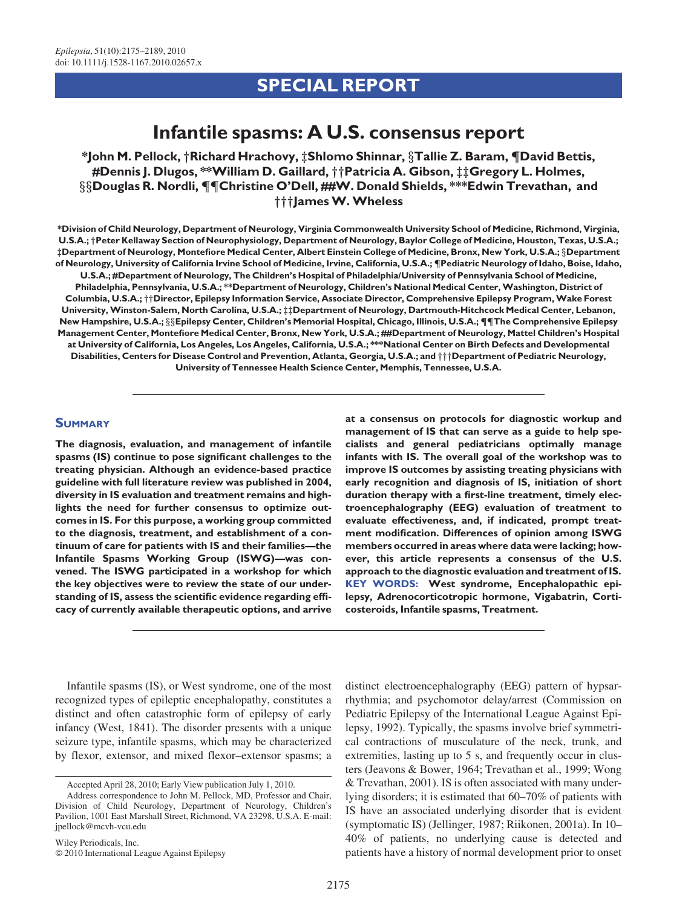# SPECIAL REPORT

# Infantile spasms: A U.S. consensus report

**\*John M. Pellock, †Richard Hrachovy, ‡Shlomo Shinnar, §Tallie Z. Baram, ¶David Bettis, #Dennis J. Dlugos, \*\*William D. Gaillard, ††Patricia A. Gibson, ‡‡Gregory L. Holmes, §§Douglas R. Nordli, ¶¶Christine O'Dell, ##W. Donald Shields, \*\*\*Edwin Trevathan, and †††James W. Wheless**

**\*Division of Child Neurology, Department of Neurology, Virginia Commonwealth University School of Medicine, Richmond, Virginia, U.S.A.; †Peter Kellaway Section of Neurophysiology, Department of Neurology, Baylor College of Medicine, Houston, Texas, U.S.A.; ‡Department of Neurology, Montefiore Medical Center, Albert Einstein College of Medicine, Bronx, New York, U.S.A.; §Department of Neurology, University of California Irvine School of Medicine, Irvine, California, U.S.A.; ¶Pediatric Neurology of Idaho, Boise, Idaho, U.S.A.; #Department of Neurology, The Children's Hospital of Philadelphia/University of Pennsylvania School of Medicine, Philadelphia, Pennsylvania, U.S.A.; \*\*Department of Neurology, Children's National Medical Center, Washington, District of Columbia, U.S.A.; ††Director, Epilepsy Information Service, Associate Director, Comprehensive Epilepsy Program, Wake Forest University, Winston-Salem, North Carolina, U.S.A.; ‡‡Department of Neurology, Dartmouth-Hitchcock Medical Center, Lebanon, New Hampshire, U.S.A.; §§Epilepsy Center, Children's Memorial Hospital, Chicago, Illinois, U.S.A.; ¶¶The Comprehensive Epilepsy Management Center, Montefiore Medical Center, Bronx, New York, U.S.A.; ##Department of Neurology, Mattel Children's Hospital at University of California, Los Angeles, Los Angeles, California, U.S.A.; \*\*\*National Center on Birth Defects and Developmental Disabilities, Centers for Disease Control and Prevention, Atlanta, Georgia, U.S.A.; and †††Department of Pediatric Neurology, University of Tennessee Health Science Center, Memphis, Tennessee, U.S.A.**

## Summary

**The diagnosis, evaluation, and management of infantile spasms (IS) continue to pose significant challenges to the treating physician. Although an evidence-based practice guideline with full literature review was published in 2004, diversity in IS evaluation and treatment remains and highlights the need for further consensus to optimize outcomes in IS. For this purpose, a working group committed to the diagnosis, treatment, and establishment of a continuum of care for patients with IS and their families—the Infantile Spasms Working Group (ISWG)—was convened. The ISWG participated in a workshop for which the key objectives were to review the state of our understanding of IS, assess the scientific evidence regarding efficacy of currently available therapeutic options, and arrive at a consensus on protocols for diagnostic workup and management of IS that can serve as a guide to help specialists and general pediatricians optimally manage infants with IS. The overall goal of the workshop was to improve IS outcomes by assisting treating physicians with early recognition and diagnosis of IS, initiation of short duration therapy with a first-line treatment, timely electroencephalography (EEG) evaluation of treatment to evaluate effectiveness, and, if indicated, prompt treatment modification. Differences of opinion among ISWG members occurred in areas where data were lacking; however, this article represents a consensus of the U.S. approach to the diagnostic evaluation and treatment of IS.**

**KEY WORDS: West syndrome, Encephalopathic epilepsy, Adrenocorticotropic hormone, Vigabatrin, Corticosteroids, Infantile spasms, Treatment.**

Infantile spasms (IS), or West syndrome, one of the most recognized types of epileptic encephalopathy, constitutes a distinct and often catastrophic form of epilepsy of early infancy (West, 1841). The disorder presents with a unique seizure type, infantile spasms, which may be characterized by flexor, extensor, and mixed flexor–extensor spasms; a distinct electroencephalography (EEG) pattern of hypsarrhythmia; and psychomotor delay/arrest (Commission on Pediatric Epilepsy of the International League Against Epilepsy, 1992). Typically, the spasms involve brief symmetrical contractions of musculature of the neck, trunk, and extremities, lasting up to 5 s, and frequently occur in clusters (Jeavons & Bower, 1964; Trevathan et al., 1999; Wong & Trevathan, 2001). IS is often associated with many underlying disorders; it is estimated that 60–70% of patients with IS have an associated underlying disorder that is evident (symptomatic IS) (Jellinger, 1987; Riikonen, 2001a). In 10–40% of patients, no underlying cause is detected and patients have a history of normal development prior to onset

Accepted April 28, 2010; Early View publication July 1, 2010.

Address correspondence to John M. Pellock, MD, Professor and Chair, Division of Child Neurology, Department of Neurology, Children's Pavilion, 1001 East Marshall Street, Richmond, VA 23298, U.S.A. E-mail: jpellock@mcvh-vcu.edu

Wiley Periodicals, Inc.
© 2010 International League Against Epilepsy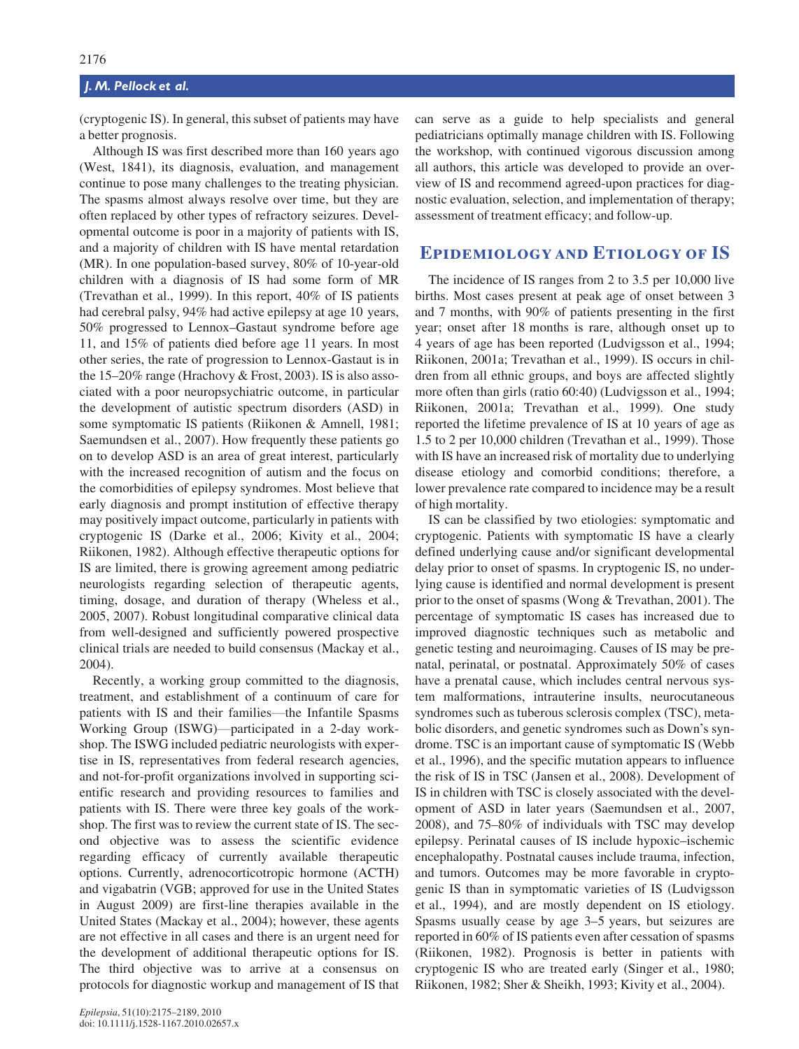(cryptogenic IS). In general, this subset of patients may have a better prognosis.

Although IS was first described more than 160 years ago (West, 1841), its diagnosis, evaluation, and management continue to pose many challenges to the treating physician. The spasms almost always resolve over time, but they are often replaced by other types of refractory seizures. Developmental outcome is poor in a majority of patients with IS, and a majority of children with IS have mental retardation (MR). In one population-based survey, 80% of 10-year-old children with a diagnosis of IS had some form of MR (Trevathan et al., 1999). In this report, 40% of IS patients had cerebral palsy, 94% had active epilepsy at age 10 years, 50% progressed to Lennox–Gastaut syndrome before age 11, and 15% of patients died before age 11 years. In most other series, the rate of progression to Lennox-Gastaut is in the 15–20% range (Hrachovy & Frost, 2003). IS is also associated with a poor neuropsychiatric outcome, in particular the development of autistic spectrum disorders (ASD) in some symptomatic IS patients (Riikonen & Amnell, 1981; Saemundsen et al., 2007). How frequently these patients go on to develop ASD is an area of great interest, particularly with the increased recognition of autism and the focus on the comorbidities of epilepsy syndromes. Most believe that early diagnosis and prompt institution of effective therapy may positively impact outcome, particularly in patients with cryptogenic IS (Darke et al., 2006; Kivity et al., 2004; Riikonen, 1982). Although effective therapeutic options for IS are limited, there is growing agreement among pediatric neurologists regarding selection of therapeutic agents, timing, dosage, and duration of therapy (Wheless et al., 2005, 2007). Robust longitudinal comparative clinical data from well-designed and sufficiently powered prospective clinical trials are needed to build consensus (Mackay et al., 2004).

Recently, a working group committed to the diagnosis, treatment, and establishment of a continuum of care for patients with IS and their families—the Infantile Spasms Working Group (ISWG)—participated in a 2-day workshop. The ISWG included pediatric neurologists with expertise in IS, representatives from federal research agencies, and not-for-profit organizations involved in supporting scientific research and providing resources to families and patients with IS. There were three key goals of the workshop. The first was to review the current state of IS. The second objective was to assess the scientific evidence regarding efficacy of currently available therapeutic options. Currently, adrenocorticotropic hormone (ACTH) and vigabatrin (VGB; approved for use in the United States in August 2009) are first-line therapies available in the United States (Mackay et al., 2004); however, these agents are not effective in all cases and there is an urgent need for the development of additional therapeutic options for IS. The third objective was to arrive at a consensus on protocols for diagnostic workup and management of IS that can serve as a guide to help specialists and general pediatricians optimally manage children with IS. Following the workshop, with continued vigorous discussion among all authors, this article was developed to provide an overview of IS and recommend agreed-upon practices for diagnostic evaluation, selection, and implementation of therapy; assessment of treatment efficacy; and follow-up.

## Epidemiology and Etiology of IS

The incidence of IS ranges from 2 to 3.5 per 10,000 live births. Most cases present at peak age of onset between 3 and 7 months, with 90% of patients presenting in the first year; onset after 18 months is rare, although onset up to 4 years of age has been reported (Ludvigsson et al., 1994; Riikonen, 2001a; Trevathan et al., 1999). IS occurs in children from all ethnic groups, and boys are affected slightly more often than girls (ratio 60:40) (Ludvigsson et al., 1994; Riikonen, 2001a; Trevathan et al., 1999). One study reported the lifetime prevalence of IS at 10 years of age as 1.5 to 2 per 10,000 children (Trevathan et al., 1999). Those with IS have an increased risk of mortality due to underlying disease etiology and comorbid conditions; therefore, a lower prevalence rate compared to incidence may be a result of high mortality.

IS can be classified by two etiologies: symptomatic and cryptogenic. Patients with symptomatic IS have a clearly defined underlying cause and/or significant developmental delay prior to onset of spasms. In cryptogenic IS, no underlying cause is identified and normal development is present prior to the onset of spasms (Wong & Trevathan, 2001). The percentage of symptomatic IS cases has increased due to improved diagnostic techniques such as metabolic and genetic testing and neuroimaging. Causes of IS may be prenatal, perinatal, or postnatal. Approximately 50% of cases have a prenatal cause, which includes central nervous system malformations, intrauterine insults, neurocutaneous syndromes such as tuberous sclerosis complex (TSC), metabolic disorders, and genetic syndromes such as Down's syndrome. TSC is an important cause of symptomatic IS (Webb et al., 1996), and the specific mutation appears to influence the risk of IS in TSC (Jansen et al., 2008). Development of IS in children with TSC is closely associated with the development of ASD in later years (Saemundsen et al., 2007, 2008), and 75–80% of individuals with TSC may develop epilepsy. Perinatal causes of IS include hypoxic–ischemic encephalopathy. Postnatal causes include trauma, infection, and tumors. Outcomes may be more favorable in cryptogenic IS than in symptomatic varieties of IS (Ludvigsson et al., 1994), and are mostly dependent on IS etiology. Spasms usually cease by age 3–5 years, but seizures are reported in 60% of IS patients even after cessation of spasms (Riikonen, 1982). Prognosis is better in patients with cryptogenic IS who are treated early (Singer et al., 1980; Riikonen, 1982; Sher & Sheikh, 1993; Kivity et al., 2004).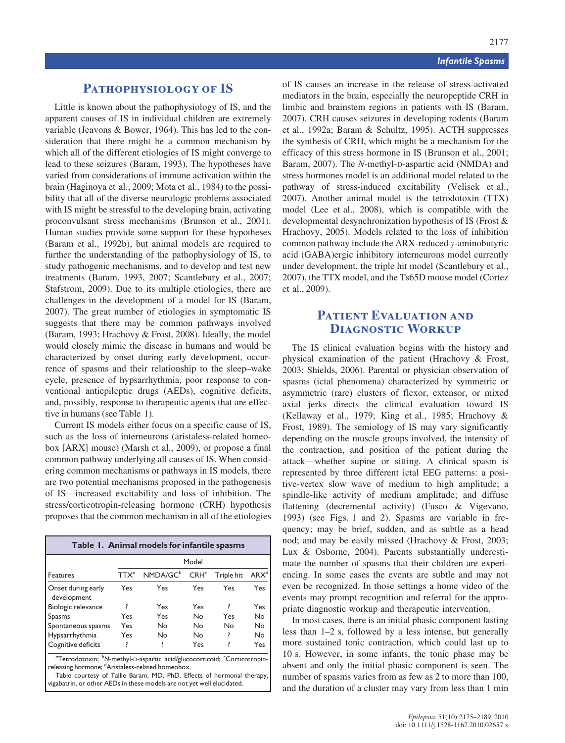## Pathophysiology of IS

Little is known about the pathophysiology of IS, and the apparent causes of IS in individual children are extremely variable (Jeavons & Bower, 1964). This has led to the consideration that there might be a common mechanism by which all of the different etiologies of IS might converge to lead to these seizures (Baram, 1993). The hypotheses have varied from considerations of immune activation within the brain (Haginoya et al., 2009; Mota et al., 1984) to the possibility that all of the diverse neurologic problems associated with IS might be stressful to the developing brain, activating proconvulsant stress mechanisms (Brunson et al., 2001). Human studies provide some support for these hypotheses (Baram et al., 1992b), but animal models are required to further the understanding of the pathophysiology of IS, to study pathogenic mechanisms, and to develop and test new treatments (Baram, 1993, 2007; Scantlebury et al., 2007; Stafstrom, 2009). Due to its multiple etiologies, there are challenges in the development of a model for IS (Baram, 2007). The great number of etiologies in symptomatic IS suggests that there may be common pathways involved (Baram, 1993; Hrachovy & Frost, 2008). Ideally, the model would closely mimic the disease in humans and would be characterized by onset during early development, occurrence of spasms and their relationship to the sleep–wake cycle, presence of hypsarrhythmia, poor response to conventional antiepileptic drugs (AEDs), cognitive deficits, and, possibly, response to therapeutic agents that are effective in humans (see Table 1).

Current IS models either focus on a specific cause of IS, such as the loss of interneurons (aristaless-related homeobox [ARX] mouse) (Marsh et al., 2009), or propose a final common pathway underlying all causes of IS. When considering common mechanisms or pathways in IS models, there are two potential mechanisms proposed in the pathogenesis of IS—increased excitability and loss of inhibition. The stress/corticotropin-releasing hormone (CRH) hypothesis proposes that the common mechanism in all of the etiologies of IS causes an increase in the release of stress-activated mediators in the brain, especially the neuropeptide CRH in limbic and brainstem regions in patients with IS (Baram, 2007). CRH causes seizures in developing rodents (Baram et al., 1992a; Baram & Schultz, 1995). ACTH suppresses the synthesis of CRH, which might be a mechanism for the efficacy of this stress hormone in IS (Brunson et al., 2001; Baram, 2007). The *N*-methyl-D-aspartic acid (NMDA) and stress hormones model is an additional model related to the pathway of stress-induced excitability (Velisek et al., 2007). Another animal model is the tetrodotoxin (TTX) model (Lee et al., 2008), which is compatible with the developmental desynchronization hypothesis of IS (Frost & Hrachovy, 2005). Models related to the loss of inhibition common pathway include the ARX-reduced $\gamma$-aminobutyric acid (GABA)ergic inhibitory interneurons model currently under development, the triple hit model (Scantlebury et al., 2007), the TTX model, and the Ts65D mouse model (Cortez et al., 2009).

**Table 1. Animal models for infantile spasms**

| | Model | | | | |
|---|---|---|---|---|---|
| Features | TTX[a] | NMDA/GC[b] | CRH[c] | Triple hit | ARX[d] |
| Onset during early development | Yes | Yes | Yes | Yes | Yes |
| Biologic relevance | ? | Yes | Yes | ? | Yes |
| Spasms | Yes | Yes | No | Yes | No |
| Spontaneous spasms | Yes | No | No | No | No |
| Hypsarrhythmia | Yes | No | No | ? | No |
| Cognitive deficits | ? | ? | Yes | ? | Yes |

[a]Tetrodotoxin; [b]*N*-methyl-D-aspartic acid/glucocorticoid; [c]Corticotropin-releasing hormone; [d]Aristaless-related homeobox.

Table courtesy of Tallie Baram, MD, PhD. Effects of hormonal therapy, vigabatrin, or other AEDs in these models are not yet well elucidated.

## Patient Evaluation and Diagnostic Workup

The IS clinical evaluation begins with the history and physical examination of the patient (Hrachovy & Frost, 2003; Shields, 2006). Parental or physician observation of spasms (ictal phenomena) characterized by symmetric or asymmetric (rare) clusters of flexor, extensor, or mixed axial jerks directs the clinical evaluation toward IS (Kellaway et al., 1979; King et al., 1985; Hrachovy & Frost, 1989). The semiology of IS may vary significantly depending on the muscle groups involved, the intensity of the contraction, and position of the patient during the attack—whether supine or sitting. A clinical spasm is represented by three different ictal EEG patterns: a positive-vertex slow wave of medium to high amplitude; a spindle-like activity of medium amplitude; and diffuse flattening (decremental activity) (Fusco & Vigevano, 1993) (see Figs. 1 and 2). Spasms are variable in frequency; may be brief, sudden, and as subtle as a head nod; and may be easily missed (Hrachovy & Frost, 2003; Lux & Osborne, 2004). Parents substantially underestimate the number of spasms that their children are experiencing. In some cases the events are subtle and may not even be recognized. In those settings a home video of the events may prompt recognition and referral for the appropriate diagnostic workup and therapeutic intervention.

In most cases, there is an initial phasic component lasting less than 1–2 s, followed by a less intense, but generally more sustained tonic contraction, which could last up to 10 s. However, in some infants, the tonic phase may be absent and only the initial phasic component is seen. The number of spasms varies from as few as 2 to more than 100, and the duration of a cluster may vary from less than 1 min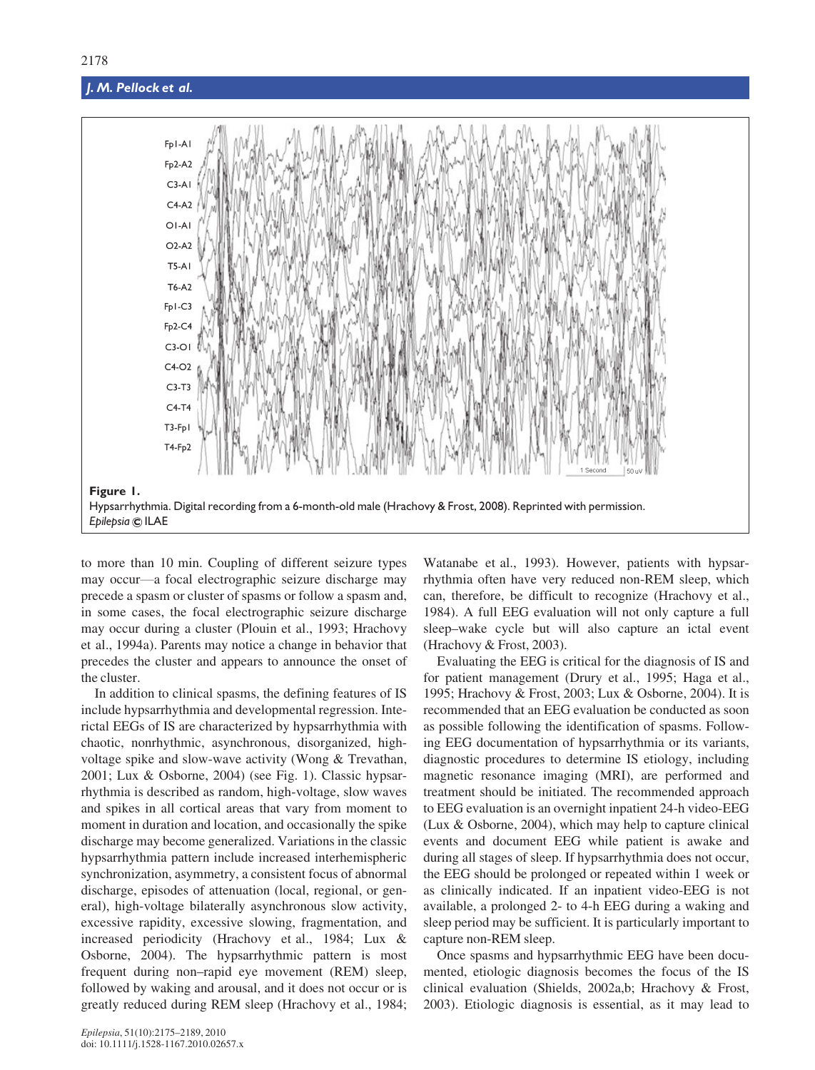Figure 1.
Hypsarrhythmia. Digital recording from a 6-month-old male (Hrachovy & Frost, 2008). Reprinted with permission.
*Epilepsia* © ILAE

to more than 10 min. Coupling of different seizure types may occur—a focal electrographic seizure discharge may precede a spasm or cluster of spasms or follow a spasm and, in some cases, the focal electrographic seizure discharge may occur during a cluster (Plouin et al., 1993; Hrachovy et al., 1994a). Parents may notice a change in behavior that precedes the cluster and appears to announce the onset of the cluster.

In addition to clinical spasms, the defining features of IS include hypsarrhythmia and developmental regression. Interictal EEGs of IS are characterized by hypsarrhythmia with chaotic, nonrhythmic, asynchronous, disorganized, high-voltage spike and slow-wave activity (Wong & Trevathan, 2001; Lux & Osborne, 2004) (see Fig. 1). Classic hypsarrhythmia is described as random, high-voltage, slow waves and spikes in all cortical areas that vary from moment to moment in duration and location, and occasionally the spike discharge may become generalized. Variations in the classic hypsarrhythmia pattern include increased interhemispheric synchronization, asymmetry, a consistent focus of abnormal discharge, episodes of attenuation (local, regional, or general), high-voltage bilaterally asynchronous slow activity, excessive slowing, excessive rapidity, fragmentation, and increased periodicity (Hrachovy et al., 1984; Lux & Osborne, 2004). The hypsarrhythmic pattern is most frequent during non–rapid eye movement (REM) sleep, followed by waking and arousal, and it does not occur or is greatly reduced during REM sleep (Hrachovy et al., 1984; Watanabe et al., 1993). However, patients with hypsarrhythmia often have very reduced non-REM sleep, which can, therefore, be difficult to recognize (Hrachovy et al., 1984). A full EEG evaluation will not only capture a full sleep–wake cycle but will also capture an ictal event (Hrachovy & Frost, 2003).

Evaluating the EEG is critical for the diagnosis of IS and for patient management (Drury et al., 1995; Haga et al., 1995; Hrachovy & Frost, 2003; Lux & Osborne, 2004). It is recommended that an EEG evaluation be conducted as soon as possible following the identification of spasms. Following EEG documentation of hypsarrhythmia or its variants, diagnostic procedures to determine IS etiology, including magnetic resonance imaging (MRI), are performed and treatment should be initiated. The recommended approach to EEG evaluation is an overnight inpatient 24-h video-EEG (Lux & Osborne, 2004), which may help to capture clinical events and document EEG while patient is awake and during all stages of sleep. If hypsarrhythmia does not occur, the EEG should be prolonged or repeated within 1 week or as clinically indicated. If an inpatient video-EEG is not available, a prolonged 2- to 4-h EEG during a waking and sleep period may be sufficient. It is particularly important to capture non-REM sleep.

Once spasms and hypsarrhythmic EEG have been documented, etiologic diagnosis becomes the focus of the IS clinical evaluation (Shields, 2002a,b; Hrachovy & Frost, 2003). Etiologic diagnosis is essential, as it may lead to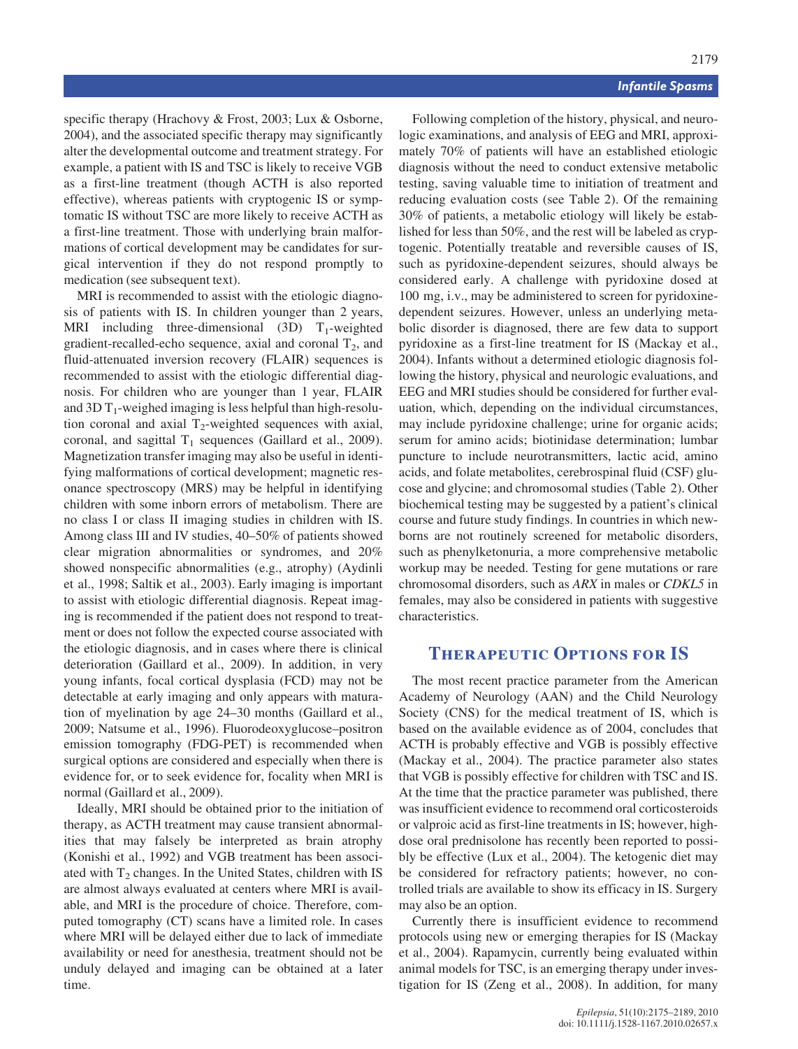specific therapy (Hrachovy & Frost, 2003; Lux & Osborne, 2004), and the associated specific therapy may significantly alter the developmental outcome and treatment strategy. For example, a patient with IS and TSC is likely to receive VGB as a first-line treatment (though ACTH is also reported effective), whereas patients with cryptogenic IS or symptomatic IS without TSC are more likely to receive ACTH as a first-line treatment. Those with underlying brain malformations of cortical development may be candidates for surgical intervention if they do not respond promptly to medication (see subsequent text).

MRI is recommended to assist with the etiologic diagnosis of patients with IS. In children younger than 2 years, MRI including three-dimensional (3D) $T_1$-weighted gradient-recalled-echo sequence, axial and coronal $T_2$, and fluid-attenuated inversion recovery (FLAIR) sequences is recommended to assist with the etiologic differential diagnosis. For children who are younger than 1 year, FLAIR and 3D $T_1$-weighed imaging is less helpful than high-resolution coronal and axial $T_2$-weighted sequences with axial, coronal, and sagittal $T_1$ sequences (Gaillard et al., 2009). Magnetization transfer imaging may also be useful in identifying malformations of cortical development; magnetic resonance spectroscopy (MRS) may be helpful in identifying children with some inborn errors of metabolism. There are no class I or class II imaging studies in children with IS. Among class III and IV studies, 40–50% of patients showed clear migration abnormalities or syndromes, and 20% showed nonspecific abnormalities (e.g., atrophy) (Aydinli et al., 1998; Saltik et al., 2003). Early imaging is important to assist with etiologic differential diagnosis. Repeat imaging is recommended if the patient does not respond to treatment or does not follow the expected course associated with the etiologic diagnosis, and in cases where there is clinical deterioration (Gaillard et al., 2009). In addition, in very young infants, focal cortical dysplasia (FCD) may not be detectable at early imaging and only appears with maturation of myelination by age 24–30 months (Gaillard et al., 2009; Natsume et al., 1996). Fluorodeoxyglucose–positron emission tomography (FDG-PET) is recommended when surgical options are considered and especially when there is evidence for, or to seek evidence for, focality when MRI is normal (Gaillard et al., 2009).

Ideally, MRI should be obtained prior to the initiation of therapy, as ACTH treatment may cause transient abnormalities that may falsely be interpreted as brain atrophy (Konishi et al., 1992) and VGB treatment has been associated with $T_2$ changes. In the United States, children with IS are almost always evaluated at centers where MRI is available, and MRI is the procedure of choice. Therefore, computed tomography (CT) scans have a limited role. In cases where MRI will be delayed either due to lack of immediate availability or need for anesthesia, treatment should not be unduly delayed and imaging can be obtained at a later time.

Following completion of the history, physical, and neurologic examinations, and analysis of EEG and MRI, approximately 70% of patients will have an established etiologic diagnosis without the need to conduct extensive metabolic testing, saving valuable time to initiation of treatment and reducing evaluation costs (see Table 2). Of the remaining 30% of patients, a metabolic etiology will likely be established for less than 50%, and the rest will be labeled as cryptogenic. Potentially treatable and reversible causes of IS, such as pyridoxine-dependent seizures, should always be considered early. A challenge with pyridoxine dosed at 100 mg, i.v., may be administered to screen for pyridoxine-dependent seizures. However, unless an underlying metabolic disorder is diagnosed, there are few data to support pyridoxine as a first-line treatment for IS (Mackay et al., 2004). Infants without a determined etiologic diagnosis following the history, physical and neurologic evaluations, and EEG and MRI studies should be considered for further evaluation, which, depending on the individual circumstances, may include pyridoxine challenge; urine for organic acids; serum for amino acids; biotinidase determination; lumbar puncture to include neurotransmitters, lactic acid, amino acids, and folate metabolites, cerebrospinal fluid (CSF) glucose and glycine; and chromosomal studies (Table 2). Other biochemical testing may be suggested by a patient's clinical course and future study findings. In countries in which newborns are not routinely screened for metabolic disorders, such as phenylketonuria, a more comprehensive metabolic workup may be needed. Testing for gene mutations or rare chromosomal disorders, such as *ARX* in males or *CDKL5* in females, may also be considered in patients with suggestive characteristics.

## Therapeutic Options for IS

The most recent practice parameter from the American Academy of Neurology (AAN) and the Child Neurology Society (CNS) for the medical treatment of IS, which is based on the available evidence as of 2004, concludes that ACTH is probably effective and VGB is possibly effective (Mackay et al., 2004). The practice parameter also states that VGB is possibly effective for children with TSC and IS. At the time that the practice parameter was published, there was insufficient evidence to recommend oral corticosteroids or valproic acid as first-line treatments in IS; however, high-dose oral prednisolone has recently been reported to possibly be effective (Lux et al., 2004). The ketogenic diet may be considered for refractory patients; however, no controlled trials are available to show its efficacy in IS. Surgery may also be an option.

Currently there is insufficient evidence to recommend protocols using new or emerging therapies for IS (Mackay et al., 2004). Rapamycin, currently being evaluated within animal models for TSC, is an emerging therapy under investigation for IS (Zeng et al., 2008). In addition, for many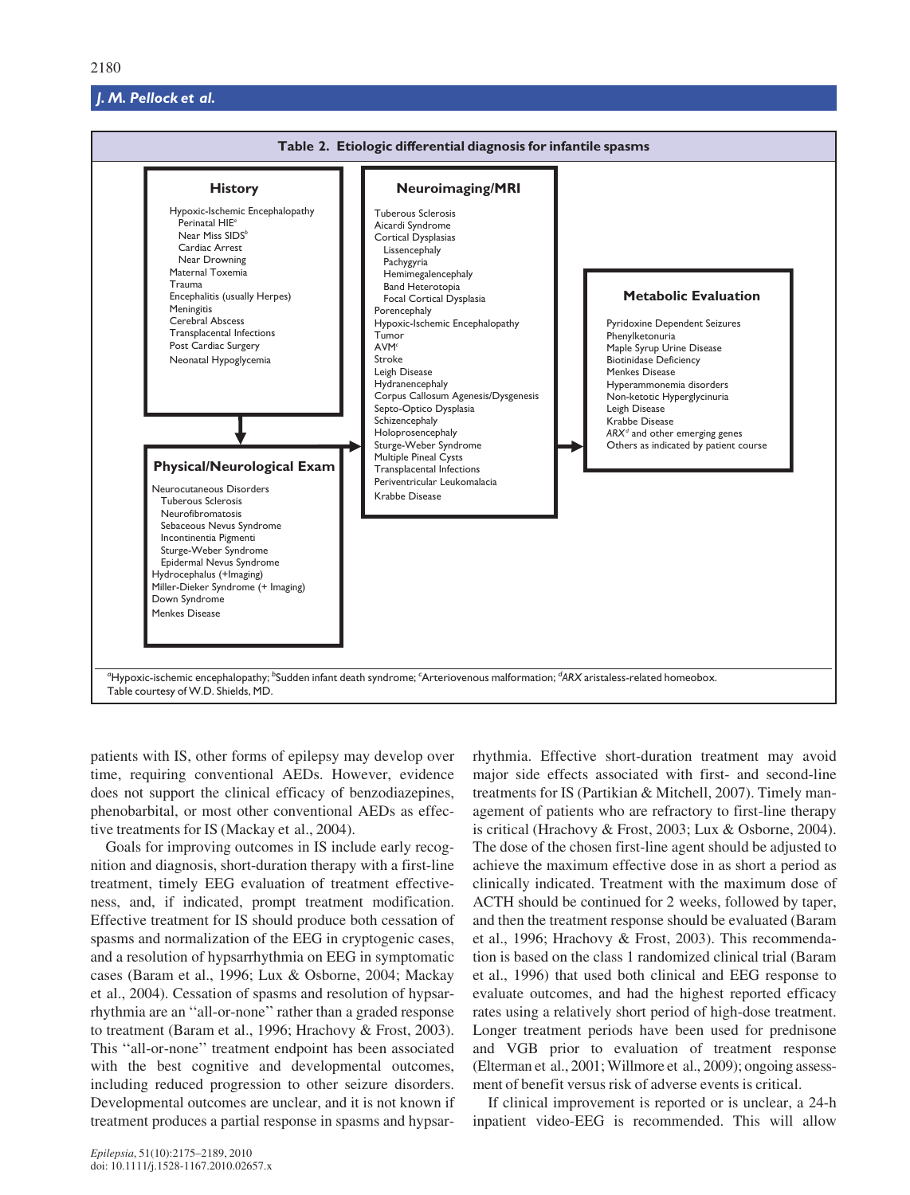**Table 2. Etiologic differential diagnosis for infantile spasms**

**History**

Hypoxic-Ischemic Encephalopathy
- Perinatal HIE[a]
- Near Miss SIDS[b]
- Cardiac Arrest
- Near Drowning

Maternal Toxemia
Trauma
Encephalitis (usually Herpes)
Meningitis
Cerebral Abscess
Transplacental Infections
Post Cardiac Surgery
Neonatal Hypoglycemia

**Physical/Neurological Exam**

Neurocutaneous Disorders
- Tuberous Sclerosis
- Neurofibromatosis
- Sebaceous Nevus Syndrome
- Incontinentia Pigmenti
- Sturge-Weber Syndrome
- Epidermal Nevus Syndrome

Hydrocephalus (+Imaging)
Miller-Dieker Syndrome (+ Imaging)
Down Syndrome
Menkes Disease

**Neuroimaging/MRI**

Tuberous Sclerosis
Aicardi Syndrome
Cortical Dysplasias
- Lissencephaly
- Pachygyria
- Hemimegalencephaly
- Band Heterotopia
- Focal Cortical Dysplasia

Porencephaly
Hypoxic-Ischemic Encephalopathy
Tumor
AVM[c]
Stroke
Leigh Disease
Hydranencephaly
Corpus Callosum Agenesis/Dysgenesis
Septo-Optico Dysplasia
Schizencephaly
Holoprosencephaly
Sturge-Weber Syndrome
Multiple Pineal Cysts
Transplacental Infections
Periventricular Leukomalacia
Krabbe Disease

**Metabolic Evaluation**

Pyridoxine Dependent Seizures
Phenylketonuria
Maple Syrup Urine Disease
Biotinidase Deficiency
Menkes Disease
Hyperammonemia disorders
Non-ketotic Hyperglycinuria
Leigh Disease
Krabbe Disease
*ARX*[d] and other emerging genes
Others as indicated by patient course

[a]Hypoxic-ischemic encephalopathy; [b]Sudden infant death syndrome; [c]Arteriovenous malformation; [d]*ARX* aristaless-related homeobox.
Table courtesy of W.D. Shields, MD.

patients with IS, other forms of epilepsy may develop over time, requiring conventional AEDs. However, evidence does not support the clinical efficacy of benzodiazepines, phenobarbital, or most other conventional AEDs as effective treatments for IS (Mackay et al., 2004).

Goals for improving outcomes in IS include early recognition and diagnosis, short-duration therapy with a first-line treatment, timely EEG evaluation of treatment effectiveness, and, if indicated, prompt treatment modification. Effective treatment for IS should produce both cessation of spasms and normalization of the EEG in cryptogenic cases, and a resolution of hypsarrhythmia on EEG in symptomatic cases (Baram et al., 1996; Lux & Osborne, 2004; Mackay et al., 2004). Cessation of spasms and resolution of hypsarrhythmia are an ''all-or-none'' rather than a graded response to treatment (Baram et al., 1996; Hrachovy & Frost, 2003). This ''all-or-none'' treatment endpoint has been associated with the best cognitive and developmental outcomes, including reduced progression to other seizure disorders. Developmental outcomes are unclear, and it is not known if treatment produces a partial response in spasms and hypsarrhythmia. Effective short-duration treatment may avoid major side effects associated with first- and second-line treatments for IS (Partikian & Mitchell, 2007). Timely management of patients who are refractory to first-line therapy is critical (Hrachovy & Frost, 2003; Lux & Osborne, 2004). The dose of the chosen first-line agent should be adjusted to achieve the maximum effective dose in as short a period as clinically indicated. Treatment with the maximum dose of ACTH should be continued for 2 weeks, followed by taper, and then the treatment response should be evaluated (Baram et al., 1996; Hrachovy & Frost, 2003). This recommendation is based on the class 1 randomized clinical trial (Baram et al., 1996) that used both clinical and EEG response to evaluate outcomes, and had the highest reported efficacy rates using a relatively short period of high-dose treatment. Longer treatment periods have been used for prednisone and VGB prior to evaluation of treatment response (Elterman et al., 2001; Willmore et al., 2009); ongoing assessment of benefit versus risk of adverse events is critical.

If clinical improvement is reported or is unclear, a 24-h inpatient video-EEG is recommended. This will allow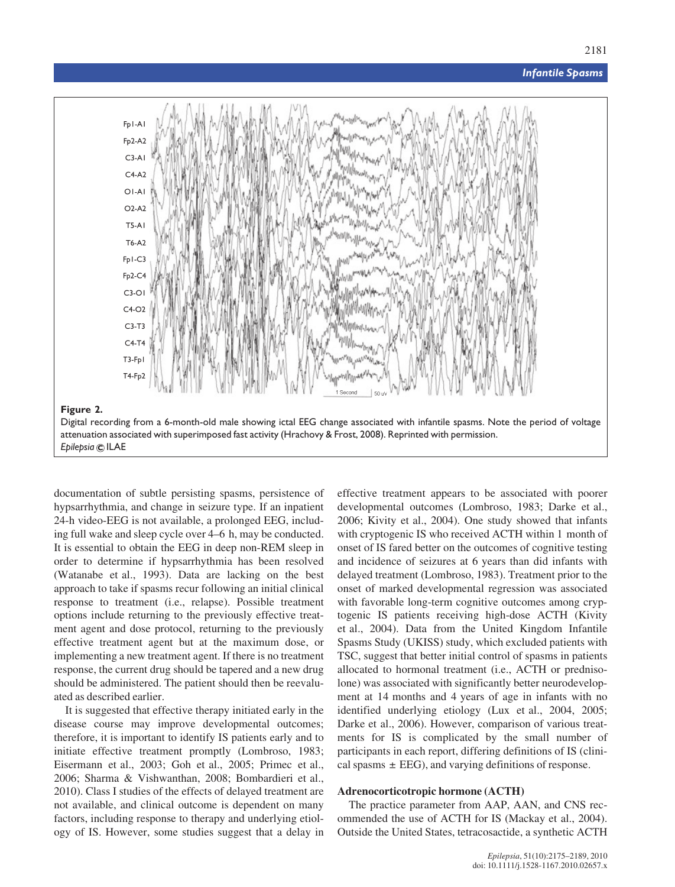**Figure 2.**
Digital recording from a 6-month-old male showing ictal EEG change associated with infantile spasms. Note the period of voltage attenuation associated with superimposed fast activity (Hrachovy & Frost, 2008). Reprinted with permission.
*Epilepsia* © ILAE

documentation of subtle persisting spasms, persistence of hypsarrhythmia, and change in seizure type. If an inpatient 24-h video-EEG is not available, a prolonged EEG, including full wake and sleep cycle over 4–6 h, may be conducted. It is essential to obtain the EEG in deep non-REM sleep in order to determine if hypsarrhythmia has been resolved (Watanabe et al., 1993). Data are lacking on the best approach to take if spasms recur following an initial clinical response to treatment (i.e., relapse). Possible treatment options include returning to the previously effective treatment agent and dose protocol, returning to the previously effective treatment agent but at the maximum dose, or implementing a new treatment agent. If there is no treatment response, the current drug should be tapered and a new drug should be administered. The patient should then be reevaluated as described earlier.

It is suggested that effective therapy initiated early in the disease course may improve developmental outcomes; therefore, it is important to identify IS patients early and to initiate effective treatment promptly (Lombroso, 1983; Eisermann et al., 2003; Goh et al., 2005; Primec et al., 2006; Sharma & Vishwanthan, 2008; Bombardieri et al., 2010). Class I studies of the effects of delayed treatment are not available, and clinical outcome is dependent on many factors, including response to therapy and underlying etiology of IS. However, some studies suggest that a delay in effective treatment appears to be associated with poorer developmental outcomes (Lombroso, 1983; Darke et al., 2006; Kivity et al., 2004). One study showed that infants with cryptogenic IS who received ACTH within 1 month of onset of IS fared better on the outcomes of cognitive testing and incidence of seizures at 6 years than did infants with delayed treatment (Lombroso, 1983). Treatment prior to the onset of marked developmental regression was associated with favorable long-term cognitive outcomes among cryptogenic IS patients receiving high-dose ACTH (Kivity et al., 2004). Data from the United Kingdom Infantile Spasms Study (UKISS) study, which excluded patients with TSC, suggest that better initial control of spasms in patients allocated to hormonal treatment (i.e., ACTH or prednisolone) was associated with significantly better neurodevelopment at 14 months and 4 years of age in infants with no identified underlying etiology (Lux et al., 2004, 2005; Darke et al., 2006). However, comparison of various treatments for IS is complicated by the small number of participants in each report, differing definitions of IS (clinical spasms ± EEG), and varying definitions of response.

### Adrenocorticotropic hormone (ACTH)

The practice parameter from AAP, AAN, and CNS recommended the use of ACTH for IS (Mackay et al., 2004). Outside the United States, tetracosactide, a synthetic ACTH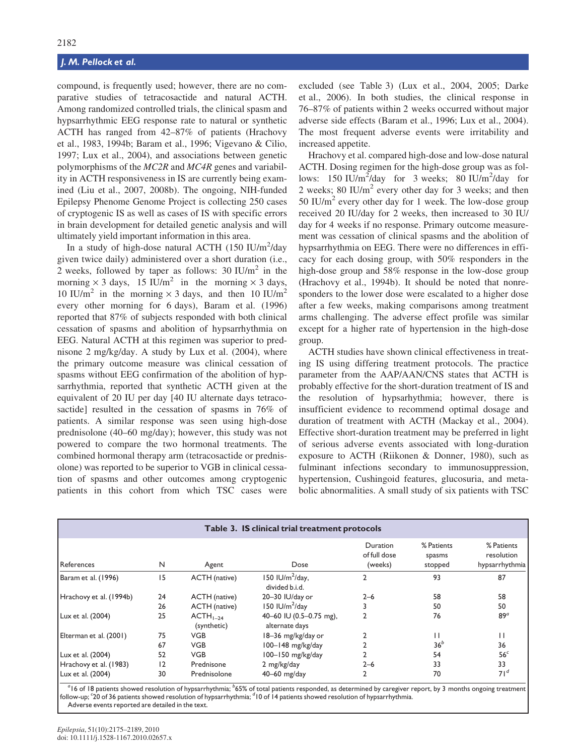compound, is frequently used; however, there are no comparative studies of tetracosactide and natural ACTH. Among randomized controlled trials, the clinical spasm and hypsarrhythmic EEG response rate to natural or synthetic ACTH has ranged from 42–87% of patients (Hrachovy et al., 1983, 1994b; Baram et al., 1996; Vigevano & Cilio, 1997; Lux et al., 2004), and associations between genetic polymorphisms of the *MC2R* and *MC4R* genes and variability in ACTH responsiveness in IS are currently being examined (Liu et al., 2007, 2008b). The ongoing, NIH-funded Epilepsy Phenome Genome Project is collecting 250 cases of cryptogenic IS as well as cases of IS with specific errors in brain development for detailed genetic analysis and will ultimately yield important information in this area.

In a study of high-dose natural ACTH (150 IU/m$^2$/day given twice daily) administered over a short duration (i.e., 2 weeks, followed by taper as follows: 30 IU/m$^2$ in the morning × 3 days, 15 IU/m$^2$ in the morning × 3 days, 10 IU/m$^2$ in the morning × 3 days, and then 10 IU/m$^2$ every other morning for 6 days), Baram et al. (1996) reported that 87% of subjects responded with both clinical cessation of spasms and abolition of hypsarrhythmia on EEG. Natural ACTH at this regimen was superior to prednisone 2 mg/kg/day. A study by Lux et al. (2004), where the primary outcome measure was clinical cessation of spasms without EEG confirmation of the abolition of hypsarrhythmia, reported that synthetic ACTH given at the equivalent of 20 IU per day [40 IU alternate days tetracosactide] resulted in the cessation of spasms in 76% of patients. A similar response was seen using high-dose prednisolone (40–60 mg/day); however, this study was not powered to compare the two hormonal treatments. The combined hormonal therapy arm (tetracosactide or prednisolone) was reported to be superior to VGB in clinical cessation of spasms and other outcomes among cryptogenic patients in this cohort from which TSC cases were excluded (see Table 3) (Lux et al., 2004, 2005; Darke et al., 2006). In both studies, the clinical response in 76–87% of patients within 2 weeks occurred without major adverse side effects (Baram et al., 1996; Lux et al., 2004). The most frequent adverse events were irritability and increased appetite.

Hrachovy et al. compared high-dose and low-dose natural ACTH. Dosing regimen for the high-dose group was as follows: 150 IU/m$^2$/day for 3 weeks; 80 IU/m$^2$/day for 2 weeks; 80 IU/m$^2$ every other day for 3 weeks; and then 50 IU/m$^2$ every other day for 1 week. The low-dose group received 20 IU/day for 2 weeks, then increased to 30 IU/day for 4 weeks if no response. Primary outcome measurement was cessation of clinical spasms and the abolition of hypsarrhythmia on EEG. There were no differences in efficacy for each dosing group, with 50% responders in the high-dose group and 58% response in the low-dose group (Hrachovy et al., 1994b). It should be noted that nonresponders to the lower dose were escalated to a higher dose after a few weeks, making comparisons among treatment arms challenging. The adverse effect profile was similar except for a higher rate of hypertension in the high-dose group.

ACTH studies have shown clinical effectiveness in treating IS using differing treatment protocols. The practice parameter from the AAP/AAN/CNS states that ACTH is probably effective for the short-duration treatment of IS and the resolution of hypsarhythmia; however, there is insufficient evidence to recommend optimal dosage and duration of treatment with ACTH (Mackay et al., 2004). Effective short-duration treatment may be preferred in light of serious adverse events associated with long-duration exposure to ACTH (Riikonen & Donner, 1980), such as fulminant infections secondary to immunosuppression, hypertension, Cushingoid features, glucosuria, and metabolic abnormalities. A small study of six patients with TSC

**Table 3. IS clinical trial treatment protocols**

| References | N | Agent | Dose | Duration of full dose (weeks) | % Patients spasms stopped | % Patients resolution hypsarrhythmia |
|---|---|---|---|---|---|---|
| Baram et al. (1996) | 15 | ACTH (native) | 150 IU/m$^2$/day, divided b.i.d. | 2 | 93 | 87 |
| Hrachovy et al. (1994b) | 24 | ACTH (native) | 20–30 IU/day or | 2–6 | 58 | 58 |
| | 26 | ACTH (native) | 150 IU/m$^2$/day | 3 | 50 | 50 |
| Lux et al. (2004) | 25 | $ACTH_{1-24}$ (synthetic) | 40–60 IU (0.5–0.75 mg), alternate days | 2 | 76 | 89[a] |
| Elterman et al. (2001) | 75 | VGB | 18–36 mg/kg/day or | 2 | 11 | 11 |
| | 67 | VGB | 100–148 mg/kg/day | 2 | 36[b] | 36 |
| Lux et al. (2004) | 52 | VGB | 100–150 mg/kg/day | 2 | 54 | 56[c] |
| Hrachovy et al. (1983) | 12 | Prednisone | 2 mg/kg/day | 2–6 | 33 | 33 |
| Lux et al. (2004) | 30 | Prednisolone | 40–60 mg/day | 2 | 70 | 71[d] |

[a]16 of 18 patients showed resolution of hypsarrhythmia; [b]65% of total patients responded, as determined by caregiver report, by 3 months ongoing treatment follow-up; [c]20 of 36 patients showed resolution of hypsarrhythmia; [d]10 of 14 patients showed resolution of hypsarrhythmia.
Adverse events reported are detailed in the text.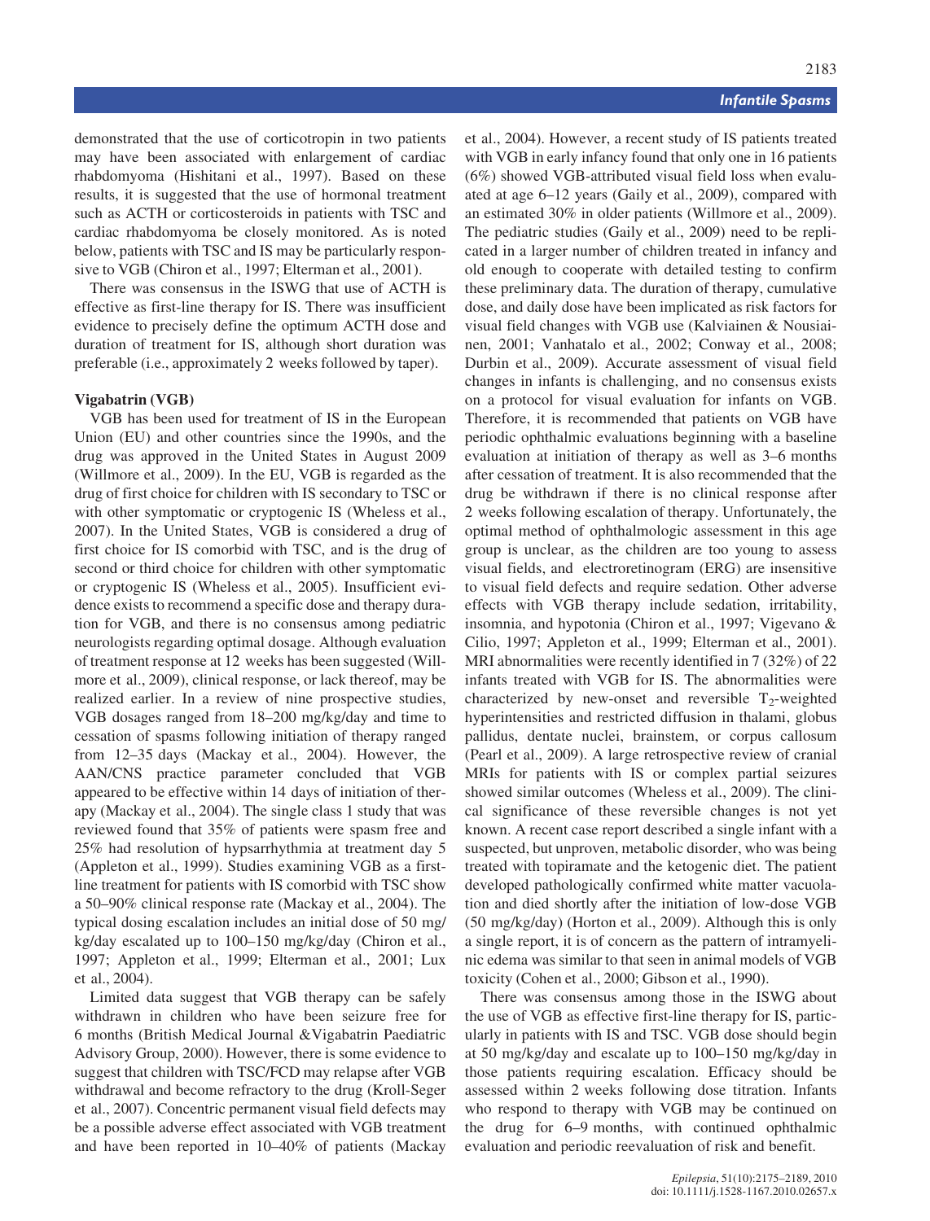demonstrated that the use of corticotropin in two patients may have been associated with enlargement of cardiac rhabdomyoma (Hishitani et al., 1997). Based on these results, it is suggested that the use of hormonal treatment such as ACTH or corticosteroids in patients with TSC and cardiac rhabdomyoma be closely monitored. As is noted below, patients with TSC and IS may be particularly responsive to VGB (Chiron et al., 1997; Elterman et al., 2001).

There was consensus in the ISWG that use of ACTH is effective as first-line therapy for IS. There was insufficient evidence to precisely define the optimum ACTH dose and duration of treatment for IS, although short duration was preferable (i.e., approximately 2 weeks followed by taper).

### Vigabatrin (VGB)

VGB has been used for treatment of IS in the European Union (EU) and other countries since the 1990s, and the drug was approved in the United States in August 2009 (Willmore et al., 2009). In the EU, VGB is regarded as the drug of first choice for children with IS secondary to TSC or with other symptomatic or cryptogenic IS (Wheless et al., 2007). In the United States, VGB is considered a drug of first choice for IS comorbid with TSC, and is the drug of second or third choice for children with other symptomatic or cryptogenic IS (Wheless et al., 2005). Insufficient evidence exists to recommend a specific dose and therapy duration for VGB, and there is no consensus among pediatric neurologists regarding optimal dosage. Although evaluation of treatment response at 12 weeks has been suggested (Willmore et al., 2009), clinical response, or lack thereof, may be realized earlier. In a review of nine prospective studies, VGB dosages ranged from 18–200 mg/kg/day and time to cessation of spasms following initiation of therapy ranged from 12–35 days (Mackay et al., 2004). However, the AAN/CNS practice parameter concluded that VGB appeared to be effective within 14 days of initiation of therapy (Mackay et al., 2004). The single class 1 study that was reviewed found that 35% of patients were spasm free and 25% had resolution of hypsarrhythmia at treatment day 5 (Appleton et al., 1999). Studies examining VGB as a first-line treatment for patients with IS comorbid with TSC show a 50–90% clinical response rate (Mackay et al., 2004). The typical dosing escalation includes an initial dose of 50 mg/kg/day escalated up to 100–150 mg/kg/day (Chiron et al., 1997; Appleton et al., 1999; Elterman et al., 2001; Lux et al., 2004).

Limited data suggest that VGB therapy can be safely withdrawn in children who have been seizure free for 6 months (British Medical Journal &Vigabatrin Paediatric Advisory Group, 2000). However, there is some evidence to suggest that children with TSC/FCD may relapse after VGB withdrawal and become refractory to the drug (Kroll-Seger et al., 2007). Concentric permanent visual field defects may be a possible adverse effect associated with VGB treatment and have been reported in 10–40% of patients (Mackay et al., 2004). However, a recent study of IS patients treated with VGB in early infancy found that only one in 16 patients (6%) showed VGB-attributed visual field loss when evaluated at age 6–12 years (Gaily et al., 2009), compared with an estimated 30% in older patients (Willmore et al., 2009). The pediatric studies (Gaily et al., 2009) need to be replicated in a larger number of children treated in infancy and old enough to cooperate with detailed testing to confirm these preliminary data. The duration of therapy, cumulative dose, and daily dose have been implicated as risk factors for visual field changes with VGB use (Kalviainen & Nousiainen, 2001; Vanhatalo et al., 2002; Conway et al., 2008; Durbin et al., 2009). Accurate assessment of visual field changes in infants is challenging, and no consensus exists on a protocol for visual evaluation for infants on VGB. Therefore, it is recommended that patients on VGB have periodic ophthalmic evaluations beginning with a baseline evaluation at initiation of therapy as well as 3–6 months after cessation of treatment. It is also recommended that the drug be withdrawn if there is no clinical response after 2 weeks following escalation of therapy. Unfortunately, the optimal method of ophthalmologic assessment in this age group is unclear, as the children are too young to assess visual fields, and electroretinogram (ERG) are insensitive to visual field defects and require sedation. Other adverse effects with VGB therapy include sedation, irritability, insomnia, and hypotonia (Chiron et al., 1997; Vigevano & Cilio, 1997; Appleton et al., 1999; Elterman et al., 2001). MRI abnormalities were recently identified in 7 (32%) of 22 infants treated with VGB for IS. The abnormalities were characterized by new-onset and reversible $T_2$-weighted hyperintensities and restricted diffusion in thalami, globus pallidus, dentate nuclei, brainstem, or corpus callosum (Pearl et al., 2009). A large retrospective review of cranial MRIs for patients with IS or complex partial seizures showed similar outcomes (Wheless et al., 2009). The clinical significance of these reversible changes is not yet known. A recent case report described a single infant with a suspected, but unproven, metabolic disorder, who was being treated with topiramate and the ketogenic diet. The patient developed pathologically confirmed white matter vacuolation and died shortly after the initiation of low-dose VGB (50 mg/kg/day) (Horton et al., 2009). Although this is only a single report, it is of concern as the pattern of intramyelinic edema was similar to that seen in animal models of VGB toxicity (Cohen et al., 2000; Gibson et al., 1990).

There was consensus among those in the ISWG about the use of VGB as effective first-line therapy for IS, particularly in patients with IS and TSC. VGB dose should begin at 50 mg/kg/day and escalate up to 100–150 mg/kg/day in those patients requiring escalation. Efficacy should be assessed within 2 weeks following dose titration. Infants who respond to therapy with VGB may be continued on the drug for 6–9 months, with continued ophthalmic evaluation and periodic reevaluation of risk and benefit.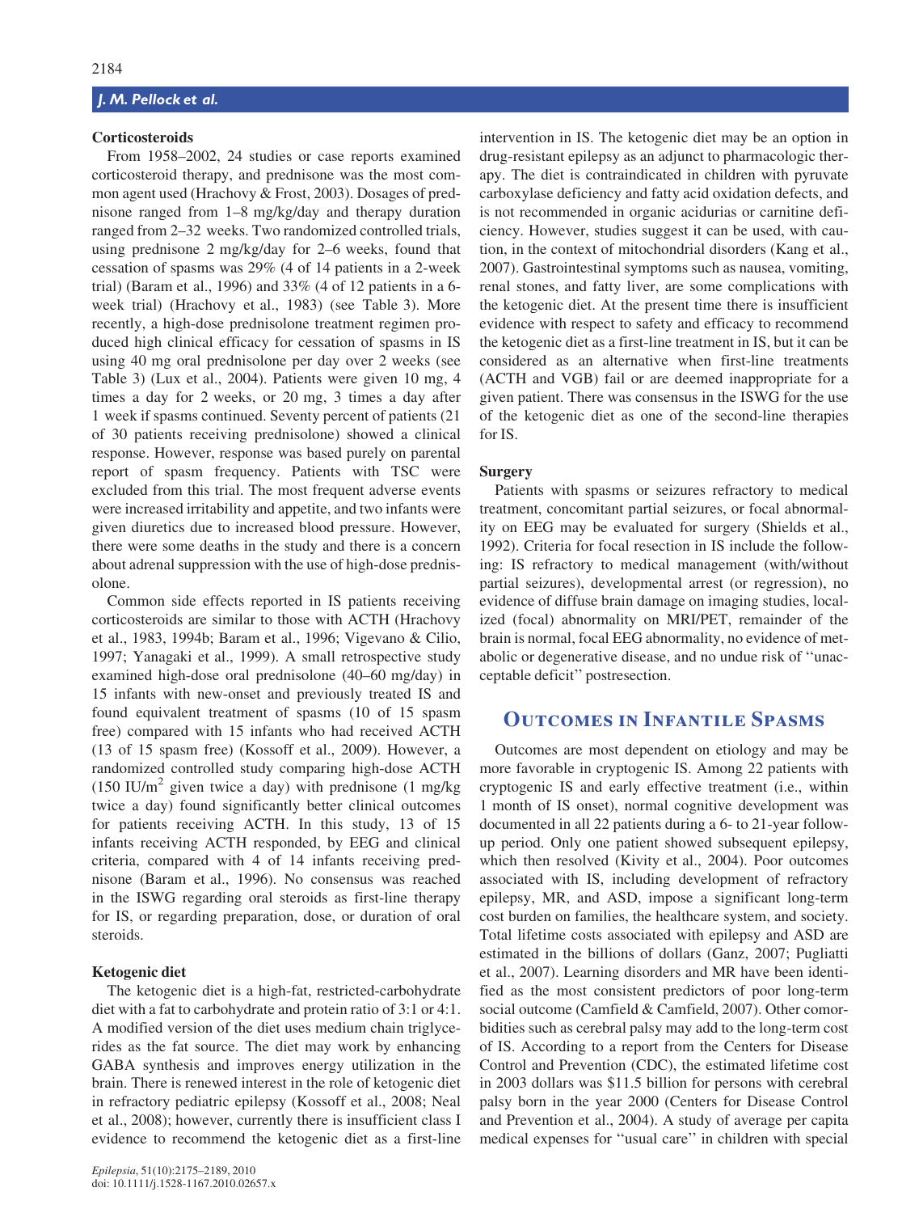### Corticosteroids

From 1958–2002, 24 studies or case reports examined corticosteroid therapy, and prednisone was the most common agent used (Hrachovy & Frost, 2003). Dosages of prednisone ranged from 1–8 mg/kg/day and therapy duration ranged from 2–32 weeks. Two randomized controlled trials, using prednisone 2 mg/kg/day for 2–6 weeks, found that cessation of spasms was 29% (4 of 14 patients in a 2-week trial) (Baram et al., 1996) and 33% (4 of 12 patients in a 6-week trial) (Hrachovy et al., 1983) (see Table 3). More recently, a high-dose prednisolone treatment regimen produced high clinical efficacy for cessation of spasms in IS using 40 mg oral prednisolone per day over 2 weeks (see Table 3) (Lux et al., 2004). Patients were given 10 mg, 4 times a day for 2 weeks, or 20 mg, 3 times a day after 1 week if spasms continued. Seventy percent of patients (21 of 30 patients receiving prednisolone) showed a clinical response. However, response was based purely on parental report of spasm frequency. Patients with TSC were excluded from this trial. The most frequent adverse events were increased irritability and appetite, and two infants were given diuretics due to increased blood pressure. However, there were some deaths in the study and there is a concern about adrenal suppression with the use of high-dose prednisolone.

Common side effects reported in IS patients receiving corticosteroids are similar to those with ACTH (Hrachovy et al., 1983, 1994b; Baram et al., 1996; Vigevano & Cilio, 1997; Yanagaki et al., 1999). A small retrospective study examined high-dose oral prednisolone (40–60 mg/day) in 15 infants with new-onset and previously treated IS and found equivalent treatment of spasms (10 of 15 spasm free) compared with 15 infants who had received ACTH (13 of 15 spasm free) (Kossoff et al., 2009). However, a randomized controlled study comparing high-dose ACTH (150 IU/m$^2$ given twice a day) with prednisone (1 mg/kg twice a day) found significantly better clinical outcomes for patients receiving ACTH. In this study, 13 of 15 infants receiving ACTH responded, by EEG and clinical criteria, compared with 4 of 14 infants receiving prednisone (Baram et al., 1996). No consensus was reached in the ISWG regarding oral steroids as first-line therapy for IS, or regarding preparation, dose, or duration of oral steroids.

### Ketogenic diet

The ketogenic diet is a high-fat, restricted-carbohydrate diet with a fat to carbohydrate and protein ratio of 3:1 or 4:1. A modified version of the diet uses medium chain triglycerides as the fat source. The diet may work by enhancing GABA synthesis and improves energy utilization in the brain. There is renewed interest in the role of ketogenic diet in refractory pediatric epilepsy (Kossoff et al., 2008; Neal et al., 2008); however, currently there is insufficient class I evidence to recommend the ketogenic diet as a first-line intervention in IS. The ketogenic diet may be an option in drug-resistant epilepsy as an adjunct to pharmacologic therapy. The diet is contraindicated in children with pyruvate carboxylase deficiency and fatty acid oxidation defects, and is not recommended in organic acidurias or carnitine deficiency. However, studies suggest it can be used, with caution, in the context of mitochondrial disorders (Kang et al., 2007). Gastrointestinal symptoms such as nausea, vomiting, renal stones, and fatty liver, are some complications with the ketogenic diet. At the present time there is insufficient evidence with respect to safety and efficacy to recommend the ketogenic diet as a first-line treatment in IS, but it can be considered as an alternative when first-line treatments (ACTH and VGB) fail or are deemed inappropriate for a given patient. There was consensus in the ISWG for the use of the ketogenic diet as one of the second-line therapies for IS.

### Surgery

Patients with spasms or seizures refractory to medical treatment, concomitant partial seizures, or focal abnormality on EEG may be evaluated for surgery (Shields et al., 1992). Criteria for focal resection in IS include the following: IS refractory to medical management (with/without partial seizures), developmental arrest (or regression), no evidence of diffuse brain damage on imaging studies, localized (focal) abnormality on MRI/PET, remainder of the brain is normal, focal EEG abnormality, no evidence of metabolic or degenerative disease, and no undue risk of ''unacceptable deficit'' postresection.

## Outcomes in Infantile Spasms

Outcomes are most dependent on etiology and may be more favorable in cryptogenic IS. Among 22 patients with cryptogenic IS and early effective treatment (i.e., within 1 month of IS onset), normal cognitive development was documented in all 22 patients during a 6- to 21-year follow-up period. Only one patient showed subsequent epilepsy, which then resolved (Kivity et al., 2004). Poor outcomes associated with IS, including development of refractory epilepsy, MR, and ASD, impose a significant long-term cost burden on families, the healthcare system, and society. Total lifetime costs associated with epilepsy and ASD are estimated in the billions of dollars (Ganz, 2007; Pugliatti et al., 2007). Learning disorders and MR have been identified as the most consistent predictors of poor long-term social outcome (Camfield & Camfield, 2007). Other comorbidities such as cerebral palsy may add to the long-term cost of IS. According to a report from the Centers for Disease Control and Prevention (CDC), the estimated lifetime cost in 2003 dollars was $11.5 billion for persons with cerebral palsy born in the year 2000 (Centers for Disease Control and Prevention et al., 2004). A study of average per capita medical expenses for ''usual care'' in children with special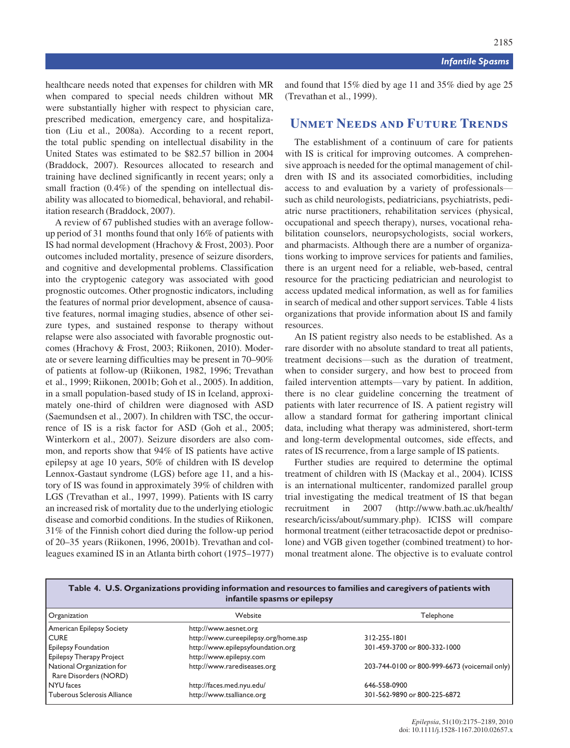healthcare needs noted that expenses for children with MR when compared to special needs children without MR were substantially higher with respect to physician care, prescribed medication, emergency care, and hospitalization (Liu et al., 2008a). According to a recent report, the total public spending on intellectual disability in the United States was estimated to be $82.57 billion in 2004 (Braddock, 2007). Resources allocated to research and training have declined significantly in recent years; only a small fraction (0.4%) of the spending on intellectual disability was allocated to biomedical, behavioral, and rehabilitation research (Braddock, 2007).

A review of 67 published studies with an average follow-up period of 31 months found that only 16% of patients with IS had normal development (Hrachovy & Frost, 2003). Poor outcomes included mortality, presence of seizure disorders, and cognitive and developmental problems. Classification into the cryptogenic category was associated with good prognostic outcomes. Other prognostic indicators, including the features of normal prior development, absence of causative features, normal imaging studies, absence of other seizure types, and sustained response to therapy without relapse were also associated with favorable prognostic outcomes (Hrachovy & Frost, 2003; Riikonen, 2010). Moderate or severe learning difficulties may be present in 70–90% of patients at follow-up (Riikonen, 1982, 1996; Trevathan et al., 1999; Riikonen, 2001b; Goh et al., 2005). In addition, in a small population-based study of IS in Iceland, approximately one-third of children were diagnosed with ASD (Saemundsen et al., 2007). In children with TSC, the occurrence of IS is a risk factor for ASD (Goh et al., 2005; Winterkorn et al., 2007). Seizure disorders are also common, and reports show that 94% of IS patients have active epilepsy at age 10 years, 50% of children with IS develop Lennox-Gastaut syndrome (LGS) before age 11, and a history of IS was found in approximately 39% of children with LGS (Trevathan et al., 1997, 1999). Patients with IS carry an increased risk of mortality due to the underlying etiologic disease and comorbid conditions. In the studies of Riikonen, 31% of the Finnish cohort died during the follow-up period of 20–35 years (Riikonen, 1996, 2001b). Trevathan and colleagues examined IS in an Atlanta birth cohort (1975–1977) and found that 15% died by age 11 and 35% died by age 25 (Trevathan et al., 1999).

## Unmet Needs and Future Trends

The establishment of a continuum of care for patients with IS is critical for improving outcomes. A comprehensive approach is needed for the optimal management of children with IS and its associated comorbidities, including access to and evaluation by a variety of professionals—such as child neurologists, pediatricians, psychiatrists, pediatric nurse practitioners, rehabilitation services (physical, occupational and speech therapy), nurses, vocational rehabilitation counselors, neuropsychologists, social workers, and pharmacists. Although there are a number of organizations working to improve services for patients and families, there is an urgent need for a reliable, web-based, central resource for the practicing pediatrician and neurologist to access updated medical information, as well as for families in search of medical and other support services. Table 4 lists organizations that provide information about IS and family resources.

An IS patient registry also needs to be established. As a rare disorder with no absolute standard to treat all patients, treatment decisions—such as the duration of treatment, when to consider surgery, and how best to proceed from failed intervention attempts—vary by patient. In addition, there is no clear guideline concerning the treatment of patients with later recurrence of IS. A patient registry will allow a standard format for gathering important clinical data, including what therapy was administered, short-term and long-term developmental outcomes, side effects, and rates of IS recurrence, from a large sample of IS patients.

Further studies are required to determine the optimal treatment of children with IS (Mackay et al., 2004). ICISS is an international multicenter, randomized parallel group trial investigating the medical treatment of IS that began recruitment in 2007 (http://www.bath.ac.uk/health/research/iciss/about/summary.php). ICISS will compare hormonal treatment (either tetracosactide depot or prednisolone) and VGB given together (combined treatment) to hormonal treatment alone. The objective is to evaluate control

**Table 4. U.S. Organizations providing information and resources to families and caregivers of patients with infantile spasms or epilepsy**

| Organization | Website | Telephone |
|---|---|---|
| American Epilepsy Society | http://www.aesnet.org | |
| CURE | http://www.cureepilepsy.org/home.asp | 312-255-1801 |
| Epilepsy Foundation | http://www.epilepsyfoundation.org | 301-459-3700 or 800-332-1000 |
| Epilepsy Therapy Project | http://www.epilepsy.com | |
| National Organization for Rare Disorders (NORD) | http://www.rarediseases.org | 203-744-0100 or 800-999-6673 (voicemail only) |
| NYU faces | http://faces.med.nyu.edu/ | 646-558-0900 |
| Tuberous Sclerosis Alliance | http://www.tsalliance.org | 301-562-9890 or 800-225-6872 |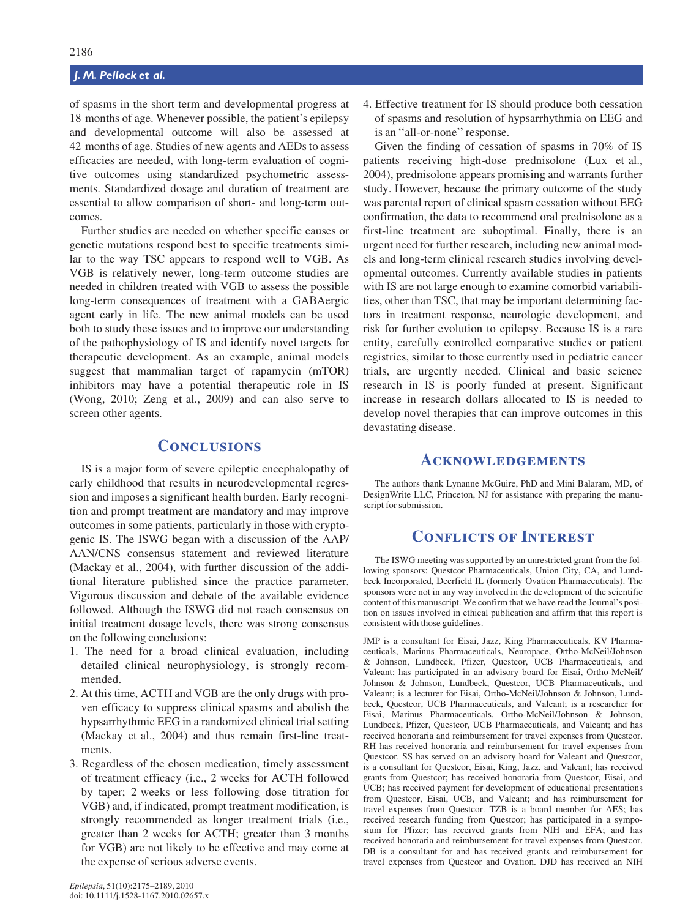of spasms in the short term and developmental progress at 18 months of age. Whenever possible, the patient's epilepsy and developmental outcome will also be assessed at 42 months of age. Studies of new agents and AEDs to assess efficacies are needed, with long-term evaluation of cognitive outcomes using standardized psychometric assessments. Standardized dosage and duration of treatment are essential to allow comparison of short- and long-term outcomes.

Further studies are needed on whether specific causes or genetic mutations respond best to specific treatments similar to the way TSC appears to respond well to VGB. As VGB is relatively newer, long-term outcome studies are needed in children treated with VGB to assess the possible long-term consequences of treatment with a GABAergic agent early in life. The new animal models can be used both to study these issues and to improve our understanding of the pathophysiology of IS and identify novel targets for therapeutic development. As an example, animal models suggest that mammalian target of rapamycin (mTOR) inhibitors may have a potential therapeutic role in IS (Wong, 2010; Zeng et al., 2009) and can also serve to screen other agents.

## Conclusions

IS is a major form of severe epileptic encephalopathy of early childhood that results in neurodevelopmental regression and imposes a significant health burden. Early recognition and prompt treatment are mandatory and may improve outcomes in some patients, particularly in those with cryptogenic IS. The ISWG began with a discussion of the AAP/AAN/CNS consensus statement and reviewed literature (Mackay et al., 2004), with further discussion of the additional literature published since the practice parameter. Vigorous discussion and debate of the available evidence followed. Although the ISWG did not reach consensus on initial treatment dosage levels, there was strong consensus on the following conclusions:

1. The need for a broad clinical evaluation, including detailed clinical neurophysiology, is strongly recommended.
2. At this time, ACTH and VGB are the only drugs with proven efficacy to suppress clinical spasms and abolish the hypsarrhythmic EEG in a randomized clinical trial setting (Mackay et al., 2004) and thus remain first-line treatments.
3. Regardless of the chosen medication, timely assessment of treatment efficacy (i.e., 2 weeks for ACTH followed by taper; 2 weeks or less following dose titration for VGB) and, if indicated, prompt treatment modification, is strongly recommended as longer treatment trials (i.e., greater than 2 weeks for ACTH; greater than 3 months for VGB) are not likely to be effective and may come at the expense of serious adverse events.
4. Effective treatment for IS should produce both cessation of spasms and resolution of hypsarrhythmia on EEG and is an "all-or-none" response.

Given the finding of cessation of spasms in 70% of IS patients receiving high-dose prednisolone (Lux et al., 2004), prednisolone appears promising and warrants further study. However, because the primary outcome of the study was parental report of clinical spasm cessation without EEG confirmation, the data to recommend oral prednisolone as a first-line treatment are suboptimal. Finally, there is an urgent need for further research, including new animal models and long-term clinical research studies involving developmental outcomes. Currently available studies in patients with IS are not large enough to examine comorbid variabilities, other than TSC, that may be important determining factors in treatment response, neurologic development, and risk for further evolution to epilepsy. Because IS is a rare entity, carefully controlled comparative studies or patient registries, similar to those currently used in pediatric cancer trials, are urgently needed. Clinical and basic science research in IS is poorly funded at present. Significant increase in research dollars allocated to IS is needed to develop novel therapies that can improve outcomes in this devastating disease.

## Acknowledgements

The authors thank Lynanne McGuire, PhD and Mini Balaram, MD, of DesignWrite LLC, Princeton, NJ for assistance with preparing the manuscript for submission.

## Conflicts of Interest

The ISWG meeting was supported by an unrestricted grant from the following sponsors: Questcor Pharmaceuticals, Union City, CA, and Lundbeck Incorporated, Deerfield IL (formerly Ovation Pharmaceuticals). The sponsors were not in any way involved in the development of the scientific content of this manuscript. We confirm that we have read the Journal's position on issues involved in ethical publication and affirm that this report is consistent with those guidelines.

JMP is a consultant for Eisai, Jazz, King Pharmaceuticals, KV Pharmaceuticals, Marinus Pharmaceuticals, Neuropace, Ortho-McNeil/Johnson & Johnson, Lundbeck, Pfizer, Questcor, UCB Pharmaceuticals, and Valeant; has participated in an advisory board for Eisai, Ortho-McNeil/Johnson & Johnson, Lundbeck, Questcor, UCB Pharmaceuticals, and Valeant; is a lecturer for Eisai, Ortho-McNeil/Johnson & Johnson, Lundbeck, Questcor, UCB Pharmaceuticals, and Valeant; is a researcher for Eisai, Marinus Pharmaceuticals, Ortho-McNeil/Johnson & Johnson, Lundbeck, Pfizer, Questcor, UCB Pharmaceuticals, and Valeant; and has received honoraria and reimbursement for travel expenses from Questcor. RH has received honoraria and reimbursement for travel expenses from Questcor. SS has served on an advisory board for Valeant and Questcor, is a consultant for Questcor, Eisai, King, Jazz, and Valeant; has received grants from Questcor; has received honoraria from Questcor, Eisai, and UCB; has received payment for development of educational presentations from Questcor, Eisai, UCB, and Valeant; and has reimbursement for travel expenses from Questcor. TZB is a board member for AES; has received research funding from Questcor; has participated in a symposium for Pfizer; has received grants from NIH and EFA; and has received honoraria and reimbursement for travel expenses from Questcor. DB is a consultant for and has received grants and reimbursement for travel expenses from Questcor and Ovation. DJD has received an NIH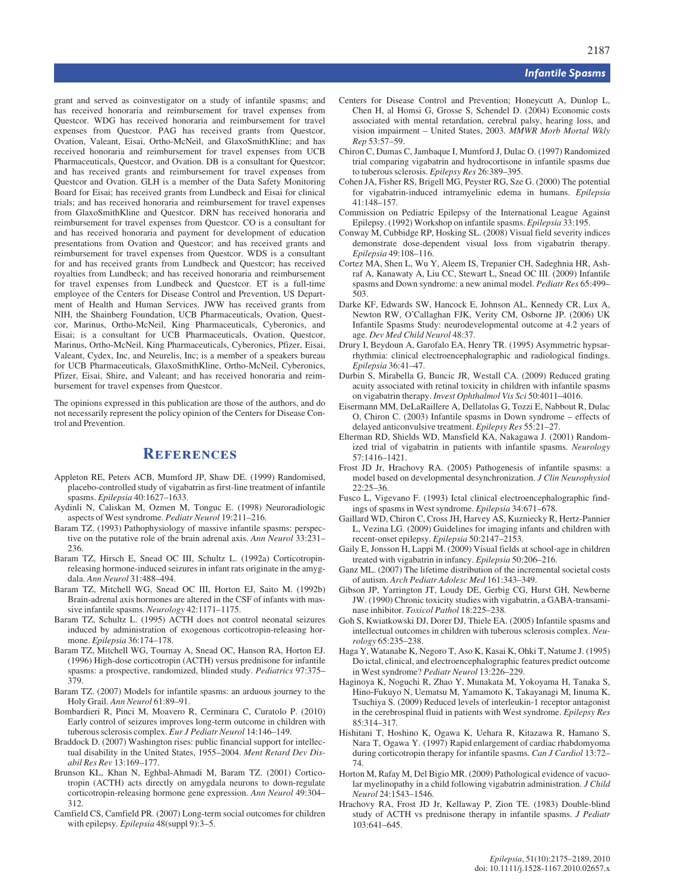grant and served as coinvestigator on a study of infantile spasms; and has received honoraria and reimbursement for travel expenses from Questcor. WDG has received honoraria and reimbursement for travel expenses from Questcor. PAG has received grants from Questcor, Ovation, Valeant, Eisai, Ortho-McNeil, and GlaxoSmithKline; and has received honoraria and reimbursement for travel expenses from UCB Pharmaceuticals, Questcor, and Ovation. DB is a consultant for Questcor; and has received grants and reimbursement for travel expenses from Questcor and Ovation. GLH is a member of the Data Safety Monitoring Board for Eisai; has received grants from Lundbeck and Eisai for clinical trials; and has received honoraria and reimbursement for travel expenses from GlaxoSmithKline and Questcor. DRN has received honoraria and reimbursement for travel expenses from Questcor. CO is a consultant for and has received honoraria and payment for development of education presentations from Ovation and Questcor; and has received grants and reimbursement for travel expenses from Questcor. WDS is a consultant for and has received grants from Lundbeck and Questcor; has received royalties from Lundbeck; and has received honoraria and reimbursement for travel expenses from Lundbeck and Questcor. ET is a full-time employee of the Centers for Disease Control and Prevention, US Department of Health and Human Services. JWW has received grants from NIH, the Shainberg Foundation, UCB Pharmaceuticals, Ovation, Questcor, Marinus, Ortho-McNeil, King Pharmaceuticals, Cyberonics, and Eisai; is a consultant for UCB Pharmaceuticals, Ovation, Questcor, Marinus, Ortho-McNeil, King Pharmaceuticals, Cyberonics, Pfizer, Eisai, Valeant, Cydex, Inc, and Neurelis, Inc; is a member of a speakers bureau for UCB Pharmaceuticals, GlaxoSmithKline, Ortho-McNeil, Cyberonics, Pfizer, Eisai, Shire, and Valeant; and has received honoraria and reimbursement for travel expenses from Questcor.

The opinions expressed in this publication are those of the authors, and do not necessarily represent the policy opinion of the Centers for Disease Control and Prevention.

# References

Appleton RE, Peters ACB, Mumford JP, Shaw DE. (1999) Randomised, placebo-controlled study of vigabatrin as first-line treatment of infantile spasms. *Epilepsia* 40:1627–1633.

Aydinli N, Caliskan M, Ozmen M, Tonguc E. (1998) Neuroradiologic aspects of West syndrome. *Pediatr Neurol* 19:211–216.

Baram TZ. (1993) Pathophysiology of massive infantile spasms: perspective on the putative role of the brain adrenal axis. *Ann Neurol* 33:231–236.

Baram TZ, Hirsch E, Snead OC III, Schultz L. (1992a) Corticotropin-releasing hormone-induced seizures in infant rats originate in the amygdala. *Ann Neurol* 31:488–494.

Baram TZ, Mitchell WG, Snead OC III, Horton EJ, Saito M. (1992b) Brain-adrenal axis hormones are altered in the CSF of infants with massive infantile spasms. *Neurology* 42:1171–1175.

Baram TZ, Schultz L. (1995) ACTH does not control neonatal seizures induced by administration of exogenous corticotropin-releasing hormone. *Epilepsia* 36:174–178.

Baram TZ, Mitchell WG, Tournay A, Snead OC, Hanson RA, Horton EJ. (1996) High-dose corticotropin (ACTH) versus prednisone for infantile spasms: a prospective, randomized, blinded study. *Pediatrics* 97:375–379.

Baram TZ. (2007) Models for infantile spasms: an arduous journey to the Holy Grail. *Ann Neurol* 61:89–91.

Bombardieri R, Pinci M, Moavero R, Cerminara C, Curatolo P. (2010) Early control of seizures improves long-term outcome in children with tuberous sclerosis complex. *Eur J Pediatr Neurol* 14:146–149.

Braddock D. (2007) Washington rises: public financial support for intellectual disability in the United States, 1955–2004. *Ment Retard Dev Disabil Res Rev* 13:169–177.

Brunson KL, Khan N, Eghbal-Ahmadi M, Baram TZ. (2001) Corticotropin (ACTH) acts directly on amygdala neurons to down-regulate corticotropin-releasing hormone gene expression. *Ann Neurol* 49:304–312.

Camfield CS, Camfield PR. (2007) Long-term social outcomes for children with epilepsy. *Epilepsia* 48(suppl 9):3–5.

Centers for Disease Control and Prevention; Honeycutt A, Dunlop L, Chen H, al Homsi G, Grosse S, Schendel D. (2004) Economic costs associated with mental retardation, cerebral palsy, hearing loss, and vision impairment – United States, 2003. *MMWR Morb Mortal Wkly Rep* 53:57–59.

Chiron C, Dumas C, Jambaque I, Mumford J, Dulac O. (1997) Randomized trial comparing vigabatrin and hydrocortisone in infantile spasms due to tuberous sclerosis. *Epilepsy Res* 26:389–395.

Cohen JA, Fisher RS, Brigell MG, Peyster RG, Sze G. (2000) The potential for vigabatrin-induced intramyelinic edema in humans. *Epilepsia* 41:148–157.

Commission on Pediatric Epilepsy of the International League Against Epilepsy. (1992) Workshop on infantile spasms. *Epilepsia* 33:195.

Conway M, Cubbidge RP, Hosking SL. (2008) Visual field severity indices demonstrate dose-dependent visual loss from vigabatrin therapy. *Epilepsia* 49:108–116.

Cortez MA, Shen L, Wu Y, Aleem IS, Trepanier CH, Sadeghnia HR, Ashraf A, Kanawaty A, Liu CC, Stewart L, Snead OC III. (2009) Infantile spasms and Down syndrome: a new animal model. *Pediatr Res* 65:499–503.

Darke KF, Edwards SW, Hancock E, Johnson AL, Kennedy CR, Lux A, Newton RW, O'Callaghan FJK, Verity CM, Osborne JP. (2006) UK Infantile Spasms Study: neurodevelopmental outcome at 4.2 years of age. *Dev Med Child Neurol* 48:37.

Drury I, Beydoun A, Garofalo EA, Henry TR. (1995) Asymmetric hypsarrhythmia: clinical electroencephalographic and radiological findings. *Epilepsia* 36:41–47.

Durbin S, Mirabella G, Buncic JR, Westall CA. (2009) Reduced grating acuity associated with retinal toxicity in children with infantile spasms on vigabatrin therapy. *Invest Ophthalmol Vis Sci* 50:4011–4016.

Eisermann MM, DeLaRaillere A, Dellatolas G, Tozzi E, Nabbout R, Dulac O, Chiron C. (2003) Infantile spasms in Down syndrome – effects of delayed anticonvulsive treatment. *Epilepsy Res* 55:21–27.

Elterman RD, Shields WD, Mansfield KA, Nakagawa J. (2001) Randomized trial of vigabatrin in patients with infantile spasms. *Neurology* 57:1416–1421.

Frost JD Jr, Hrachovy RA. (2005) Pathogenesis of infantile spasms: a model based on developmental desynchronization. *J Clin Neurophysiol* 22:25–36.

Fusco L, Vigevano F. (1993) Ictal clinical electroencephalographic findings of spasms in West syndrome. *Epilepsia* 34:671–678.

Gaillard WD, Chiron C, Cross JH, Harvey AS, Kuzniecky R, Hertz-Pannier L, Vezina LG. (2009) Guidelines for imaging infants and children with recent-onset epilepsy. *Epilepsia* 50:2147–2153.

Gaily E, Jonsson H, Lappi M. (2009) Visual fields at school-age in children treated with vigabatrin in infancy. *Epilepsia* 50:206–216.

Ganz ML. (2007) The lifetime distribution of the incremental societal costs of autism. *Arch Pediatr Adolesc Med* 161:343–349.

Gibson JP, Yarrington JT, Loudy DE, Gerbig CG, Hurst GH, Newberne JW. (1990) Chronic toxicity studies with vigabatrin, a GABA-transaminase inhibitor. *Toxicol Pathol* 18:225–238.

Goh S, Kwiatkowski DJ, Dorer DJ, Thiele EA. (2005) Infantile spasms and intellectual outcomes in children with tuberous sclerosis complex. *Neurology* 65:235–238.

Haga Y, Watanabe K, Negoro T, Aso K, Kasai K, Ohki T, Natume J. (1995) Do ictal, clinical, and electroencephalographic features predict outcome in West syndrome? *Pediatr Neurol* 13:226–229.

Haginoya K, Noguchi R, Zhao Y, Munakata M, Yokoyama H, Tanaka S, Hino-Fukuyo N, Uematsu M, Yamamoto K, Takayanagi M, Iinuma K, Tsuchiya S. (2009) Reduced levels of interleukin-1 receptor antagonist in the cerebrospinal fluid in patients with West syndrome. *Epilepsy Res* 85:314–317.

Hishitani T, Hoshino K, Ogawa K, Uehara R, Kitazawa R, Hamano S, Nara T, Ogawa Y. (1997) Rapid enlargement of cardiac rhabdomyoma during corticotropin therapy for infantile spasms. *Can J Cardiol* 13:72–74.

Horton M, Rafay M, Del Bigio MR. (2009) Pathological evidence of vacuolar myelinopathy in a child following vigabatrin administration. *J Child Neurol* 24:1543–1546.

Hrachovy RA, Frost JD Jr, Kellaway P, Zion TE. (1983) Double-blind study of ACTH vs prednisone therapy in infantile spasms. *J Pediatr* 103:641–645.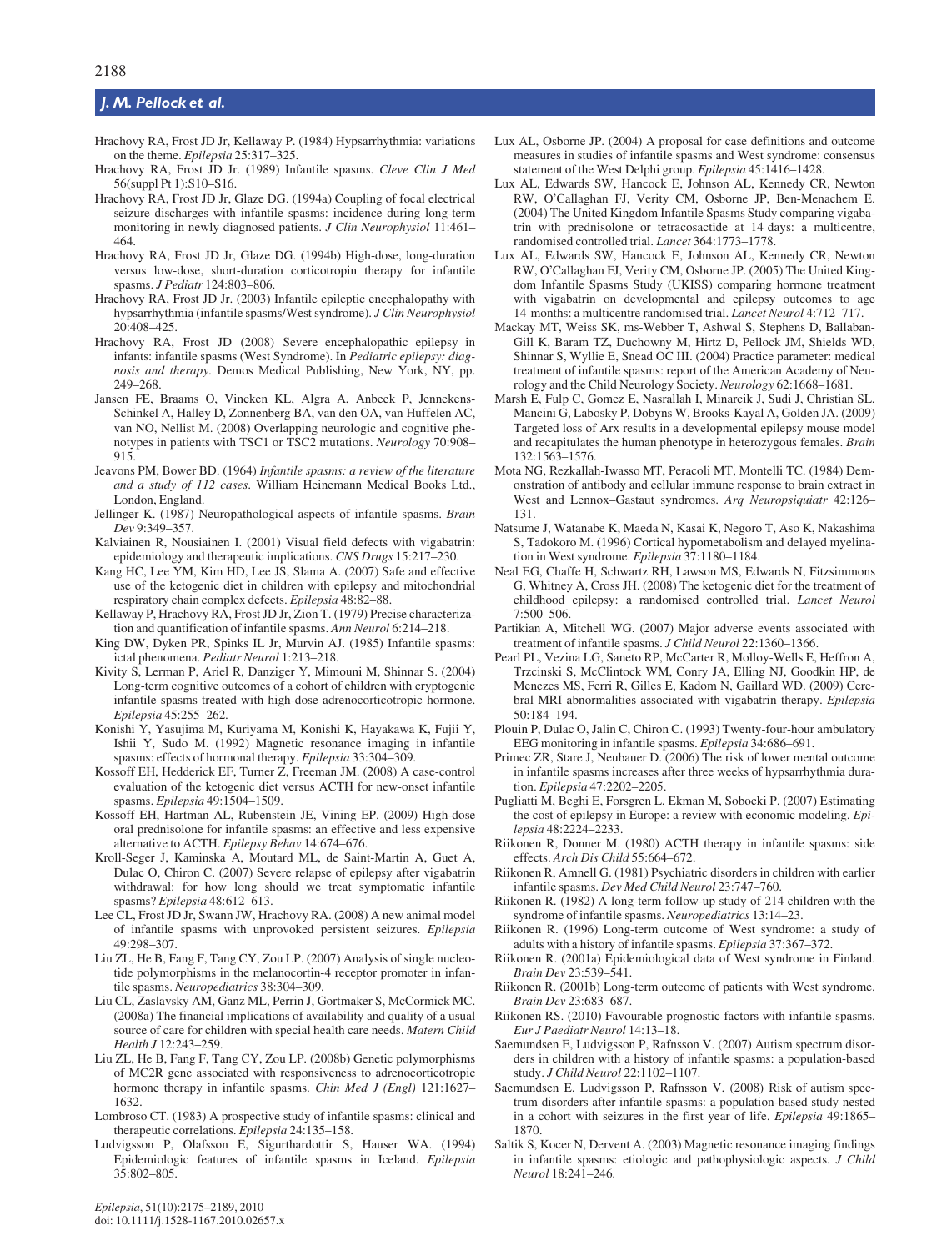Hrachovy RA, Frost JD Jr, Kellaway P. (1984) Hypsarrhythmia: variations on the theme. *Epilepsia* 25:317–325.

Hrachovy RA, Frost JD Jr. (1989) Infantile spasms. *Cleve Clin J Med* 56(suppl Pt 1):S10–S16.

Hrachovy RA, Frost JD Jr, Glaze DG. (1994a) Coupling of focal electrical seizure discharges with infantile spasms: incidence during long-term monitoring in newly diagnosed patients. *J Clin Neurophysiol* 11:461–464.

Hrachovy RA, Frost JD Jr, Glaze DG. (1994b) High-dose, long-duration versus low-dose, short-duration corticotropin therapy for infantile spasms. *J Pediatr* 124:803–806.

Hrachovy RA, Frost JD Jr. (2003) Infantile epileptic encephalopathy with hypsarrhythmia (infantile spasms/West syndrome). *J Clin Neurophysiol* 20:408–425.

Hrachovy RA, Frost JD (2008) Severe encephalopathic epilepsy in infants: infantile spasms (West Syndrome). In *Pediatric epilepsy: diagnosis and therapy*. Demos Medical Publishing, New York, NY, pp. 249–268.

Jansen FE, Braams O, Vincken KL, Algra A, Anbeek P, Jennekens-Schinkel A, Halley D, Zonnenberg BA, van den OA, van Huffelen AC, van NO, Nellist M. (2008) Overlapping neurologic and cognitive phenotypes in patients with TSC1 or TSC2 mutations. *Neurology* 70:908–915.

Jeavons PM, Bower BD. (1964) *Infantile spasms: a review of the literature and a study of 112 cases*. William Heinemann Medical Books Ltd., London, England.

Jellinger K. (1987) Neuropathological aspects of infantile spasms. *Brain Dev* 9:349–357.

Kalviainen R, Nousiainen I. (2001) Visual field defects with vigabatrin: epidemiology and therapeutic implications. *CNS Drugs* 15:217–230.

Kang HC, Lee YM, Kim HD, Lee JS, Slama A. (2007) Safe and effective use of the ketogenic diet in children with epilepsy and mitochondrial respiratory chain complex defects. *Epilepsia* 48:82–88.

Kellaway P, Hrachovy RA, Frost JD Jr, Zion T. (1979) Precise characterization and quantification of infantile spasms. *Ann Neurol* 6:214–218.

King DW, Dyken PR, Spinks IL Jr, Murvin AJ. (1985) Infantile spasms: ictal phenomena. *Pediatr Neurol* 1:213–218.

Kivity S, Lerman P, Ariel R, Danziger Y, Mimouni M, Shinnar S. (2004) Long-term cognitive outcomes of a cohort of children with cryptogenic infantile spasms treated with high-dose adrenocorticotropic hormone. *Epilepsia* 45:255–262.

Konishi Y, Yasujima M, Kuriyama M, Konishi K, Hayakawa K, Fujii Y, Ishii Y, Sudo M. (1992) Magnetic resonance imaging in infantile spasms: effects of hormonal therapy. *Epilepsia* 33:304–309.

Kossoff EH, Hedderick EF, Turner Z, Freeman JM. (2008) A case-control evaluation of the ketogenic diet versus ACTH for new-onset infantile spasms. *Epilepsia* 49:1504–1509.

Kossoff EH, Hartman AL, Rubenstein JE, Vining EP. (2009) High-dose oral prednisolone for infantile spasms: an effective and less expensive alternative to ACTH. *Epilepsy Behav* 14:674–676.

Kroll-Seger J, Kaminska A, Moutard ML, de Saint-Martin A, Guet A, Dulac O, Chiron C. (2007) Severe relapse of epilepsy after vigabatrin withdrawal: for how long should we treat symptomatic infantile spasms? *Epilepsia* 48:612–613.

Lee CL, Frost JD Jr, Swann JW, Hrachovy RA. (2008) A new animal model of infantile spasms with unprovoked persistent seizures. *Epilepsia* 49:298–307.

Liu ZL, He B, Fang F, Tang CY, Zou LP. (2007) Analysis of single nucleotide polymorphisms in the melanocortin-4 receptor promoter in infantile spasms. *Neuropediatrics* 38:304–309.

Liu CL, Zaslavsky AM, Ganz ML, Perrin J, Gortmaker S, McCormick MC. (2008a) The financial implications of availability and quality of a usual source of care for children with special health care needs. *Matern Child Health J* 12:243–259.

Liu ZL, He B, Fang F, Tang CY, Zou LP. (2008b) Genetic polymorphisms of MC2R gene associated with responsiveness to adrenocorticotropic hormone therapy in infantile spasms. *Chin Med J (Engl)* 121:1627–1632.

Lombroso CT. (1983) A prospective study of infantile spasms: clinical and therapeutic correlations. *Epilepsia* 24:135–158.

Ludvigsson P, Olafsson E, Sigurthardottir S, Hauser WA. (1994) Epidemiologic features of infantile spasms in Iceland. *Epilepsia* 35:802–805.

Lux AL, Osborne JP. (2004) A proposal for case definitions and outcome measures in studies of infantile spasms and West syndrome: consensus statement of the West Delphi group. *Epilepsia* 45:1416–1428.

Lux AL, Edwards SW, Hancock E, Johnson AL, Kennedy CR, Newton RW, O'Callaghan FJ, Verity CM, Osborne JP, Ben-Menachem E. (2004) The United Kingdom Infantile Spasms Study comparing vigabatrin with prednisolone or tetracosactide at 14 days: a multicentre, randomised controlled trial. *Lancet* 364:1773–1778.

Lux AL, Edwards SW, Hancock E, Johnson AL, Kennedy CR, Newton RW, O'Callaghan FJ, Verity CM, Osborne JP. (2005) The United Kingdom Infantile Spasms Study (UKISS) comparing hormone treatment with vigabatrin on developmental and epilepsy outcomes to age 14 months: a multicentre randomised trial. *Lancet Neurol* 4:712–717.

Mackay MT, Weiss SK, ms-Webber T, Ashwal S, Stephens D, Ballaban-Gill K, Baram TZ, Duchowny M, Hirtz D, Pellock JM, Shields WD, Shinnar S, Wyllie E, Snead OC III. (2004) Practice parameter: medical treatment of infantile spasms: report of the American Academy of Neurology and the Child Neurology Society. *Neurology* 62:1668–1681.

Marsh E, Fulp C, Gomez E, Nasrallah I, Minarcik J, Sudi J, Christian SL, Mancini G, Labosky P, Dobyns W, Brooks-Kayal A, Golden JA. (2009) Targeted loss of Arx results in a developmental epilepsy mouse model and recapitulates the human phenotype in heterozygous females. *Brain* 132:1563–1576.

Mota NG, Rezkallah-Iwasso MT, Peracoli MT, Montelli TC. (1984) Demonstration of antibody and cellular immune response to brain extract in West and Lennox–Gastaut syndromes. *Arq Neuropsiquiatr* 42:126–131.

Natsume J, Watanabe K, Maeda N, Kasai K, Negoro T, Aso K, Nakashima S, Tadokoro M. (1996) Cortical hypometabolism and delayed myelination in West syndrome. *Epilepsia* 37:1180–1184.

Neal EG, Chaffe H, Schwartz RH, Lawson MS, Edwards N, Fitzsimmons G, Whitney A, Cross JH. (2008) The ketogenic diet for the treatment of childhood epilepsy: a randomised controlled trial. *Lancet Neurol* 7:500–506.

Partikian A, Mitchell WG. (2007) Major adverse events associated with treatment of infantile spasms. *J Child Neurol* 22:1360–1366.

Pearl PL, Vezina LG, Saneto RP, McCarter R, Molloy-Wells E, Heffron A, Trzcinski S, McClintock WM, Conry JA, Elling NJ, Goodkin HP, de Menezes MS, Ferri R, Gilles E, Kadom N, Gaillard WD. (2009) Cerebral MRI abnormalities associated with vigabatrin therapy. *Epilepsia* 50:184–194.

Plouin P, Dulac O, Jalin C, Chiron C. (1993) Twenty-four-hour ambulatory EEG monitoring in infantile spasms. *Epilepsia* 34:686–691.

Primec ZR, Stare J, Neubauer D. (2006) The risk of lower mental outcome in infantile spasms increases after three weeks of hypsarrhythmia duration. *Epilepsia* 47:2202–2205.

Pugliatti M, Beghi E, Forsgren L, Ekman M, Sobocki P. (2007) Estimating the cost of epilepsy in Europe: a review with economic modeling. *Epilepsia* 48:2224–2233.

Riikonen R, Donner M. (1980) ACTH therapy in infantile spasms: side effects. *Arch Dis Child* 55:664–672.

Riikonen R, Amnell G. (1981) Psychiatric disorders in children with earlier infantile spasms. *Dev Med Child Neurol* 23:747–760.

Riikonen R. (1982) A long-term follow-up study of 214 children with the syndrome of infantile spasms. *Neuropediatrics* 13:14–23.

Riikonen R. (1996) Long-term outcome of West syndrome: a study of adults with a history of infantile spasms. *Epilepsia* 37:367–372.

Riikonen R. (2001a) Epidemiological data of West syndrome in Finland. *Brain Dev* 23:539–541.

Riikonen R. (2001b) Long-term outcome of patients with West syndrome. *Brain Dev* 23:683–687.

Riikonen RS. (2010) Favourable prognostic factors with infantile spasms. *Eur J Paediatr Neurol* 14:13–18.

Saemundsen E, Ludvigsson P, Rafnsson V. (2007) Autism spectrum disorders in children with a history of infantile spasms: a population-based study. *J Child Neurol* 22:1102–1107.

Saemundsen E, Ludvigsson P, Rafnsson V. (2008) Risk of autism spectrum disorders after infantile spasms: a population-based study nested in a cohort with seizures in the first year of life. *Epilepsia* 49:1865–1870.

Saltik S, Kocer N, Dervent A. (2003) Magnetic resonance imaging findings in infantile spasms: etiologic and pathophysiologic aspects. *J Child Neurol* 18:241–246.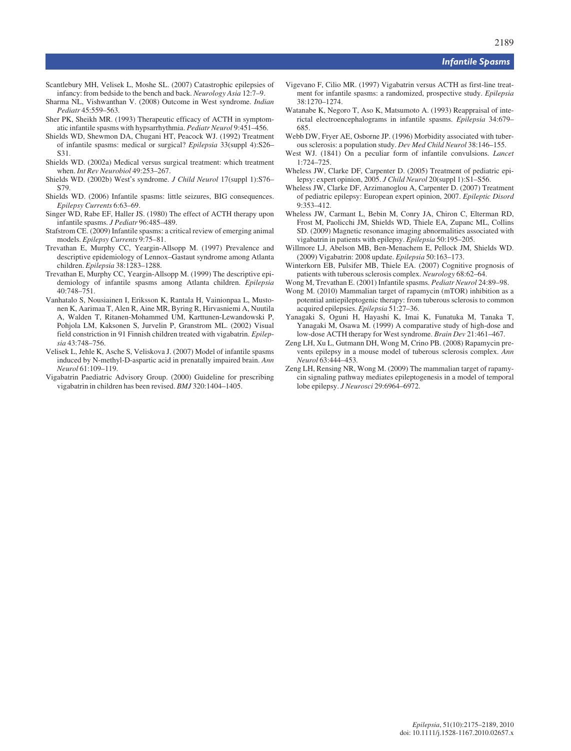Scantlebury MH, Velisek L, Moshe SL. (2007) Catastrophic epilepsies of infancy: from bedside to the bench and back. *Neurology Asia* 12:7–9.

Sharma NL, Vishwanthan V. (2008) Outcome in West syndrome. *Indian Pediatr* 45:559–563.

Sher PK, Sheikh MR. (1993) Therapeutic efficacy of ACTH in symptomatic infantile spasms with hypsarrhythmia. *Pediatr Neurol* 9:451–456.

Shields WD, Shewmon DA, Chugani HT, Peacock WJ. (1992) Treatment of infantile spasms: medical or surgical? *Epilepsia* 33(suppl 4):S26–S31.

Shields WD. (2002a) Medical versus surgical treatment: which treatment when. *Int Rev Neurobiol* 49:253–267.

Shields WD. (2002b) West's syndrome. *J Child Neurol* 17(suppl 1):S76–S79.

Shields WD. (2006) Infantile spasms: little seizures, BIG consequences. *Epilepsy Currents* 6:63–69.

Singer WD, Rabe EF, Haller JS. (1980) The effect of ACTH therapy upon infantile spasms. *J Pediatr* 96:485–489.

Stafstrom CE. (2009) Infantile spasms: a critical review of emerging animal models. *Epilepsy Currents* 9:75–81.

Trevathan E, Murphy CC, Yeargin-Allsopp M. (1997) Prevalence and descriptive epidemiology of Lennox–Gastaut syndrome among Atlanta children. *Epilepsia* 38:1283–1288.

Trevathan E, Murphy CC, Yeargin-Allsopp M. (1999) The descriptive epidemiology of infantile spasms among Atlanta children. *Epilepsia* 40:748–751.

Vanhatalo S, Nousiainen I, Eriksson K, Rantala H, Vainionpaa L, Mustonen K, Aarimaa T, Alen R, Aine MR, Byring R, Hirvasniemi A, Nuutila A, Walden T, Ritanen-Mohammed UM, Karttunen-Lewandowski P, Pohjola LM, Kaksonen S, Jurvelin P, Granstrom ML. (2002) Visual field constriction in 91 Finnish children treated with vigabatrin. *Epilepsia* 43:748–756.

Velisek L, Jehle K, Asche S, Veliskova J. (2007) Model of infantile spasms induced by N-methyl-D-aspartic acid in prenatally impaired brain. *Ann Neurol* 61:109–119.

Vigabatrin Paediatric Advisory Group. (2000) Guideline for prescribing vigabatrin in children has been revised. *BMJ* 320:1404–1405.

Vigevano F, Cilio MR. (1997) Vigabatrin versus ACTH as first-line treatment for infantile spasms: a randomized, prospective study. *Epilepsia* 38:1270–1274.

Watanabe K, Negoro T, Aso K, Matsumoto A. (1993) Reappraisal of interictal electroencephalograms in infantile spasms. *Epilepsia* 34:679–685.

Webb DW, Fryer AE, Osborne JP. (1996) Morbidity associated with tuberous sclerosis: a population study. *Dev Med Child Neurol* 38:146–155.

West WJ. (1841) On a peculiar form of infantile convulsions. *Lancet* 1:724–725.

Wheless JW, Clarke DF, Carpenter D. (2005) Treatment of pediatric epilepsy: expert opinion, 2005. *J Child Neurol* 20(suppl 1):S1–S56.

Wheless JW, Clarke DF, Arzimanoglou A, Carpenter D. (2007) Treatment of pediatric epilepsy: European expert opinion, 2007. *Epileptic Disord* 9:353–412.

Wheless JW, Carmant L, Bebin M, Conry JA, Chiron C, Elterman RD, Frost M, Paolicchi JM, Shields WD, Thiele EA, Zupanc ML, Collins SD. (2009) Magnetic resonance imaging abnormalities associated with vigabatrin in patients with epilepsy. *Epilepsia* 50:195–205.

Willmore LJ, Abelson MB, Ben-Menachem E, Pellock JM, Shields WD. (2009) Vigabatrin: 2008 update. *Epilepsia* 50:163–173.

Winterkorn EB, Pulsifer MB, Thiele EA. (2007) Cognitive prognosis of patients with tuberous sclerosis complex. *Neurology* 68:62–64.

Wong M, Trevathan E. (2001) Infantile spasms. *Pediatr Neurol* 24:89–98.

Wong M. (2010) Mammalian target of rapamycin (mTOR) inhibition as a potential antiepileptogenic therapy: from tuberous sclerosis to common acquired epilepsies. *Epilepsia* 51:27–36.

Yanagaki S, Oguni H, Hayashi K, Imai K, Funatuka M, Tanaka T, Yanagaki M, Osawa M. (1999) A comparative study of high-dose and low-dose ACTH therapy for West syndrome. *Brain Dev* 21:461–467.

Zeng LH, Xu L, Gutmann DH, Wong M, Crino PB. (2008) Rapamycin prevents epilepsy in a mouse model of tuberous sclerosis complex. *Ann Neurol* 63:444–453.

Zeng LH, Rensing NR, Wong M. (2009) The mammalian target of rapamycin signaling pathway mediates epileptogenesis in a model of temporal lobe epilepsy. *J Neurosci* 29:6964–6972.